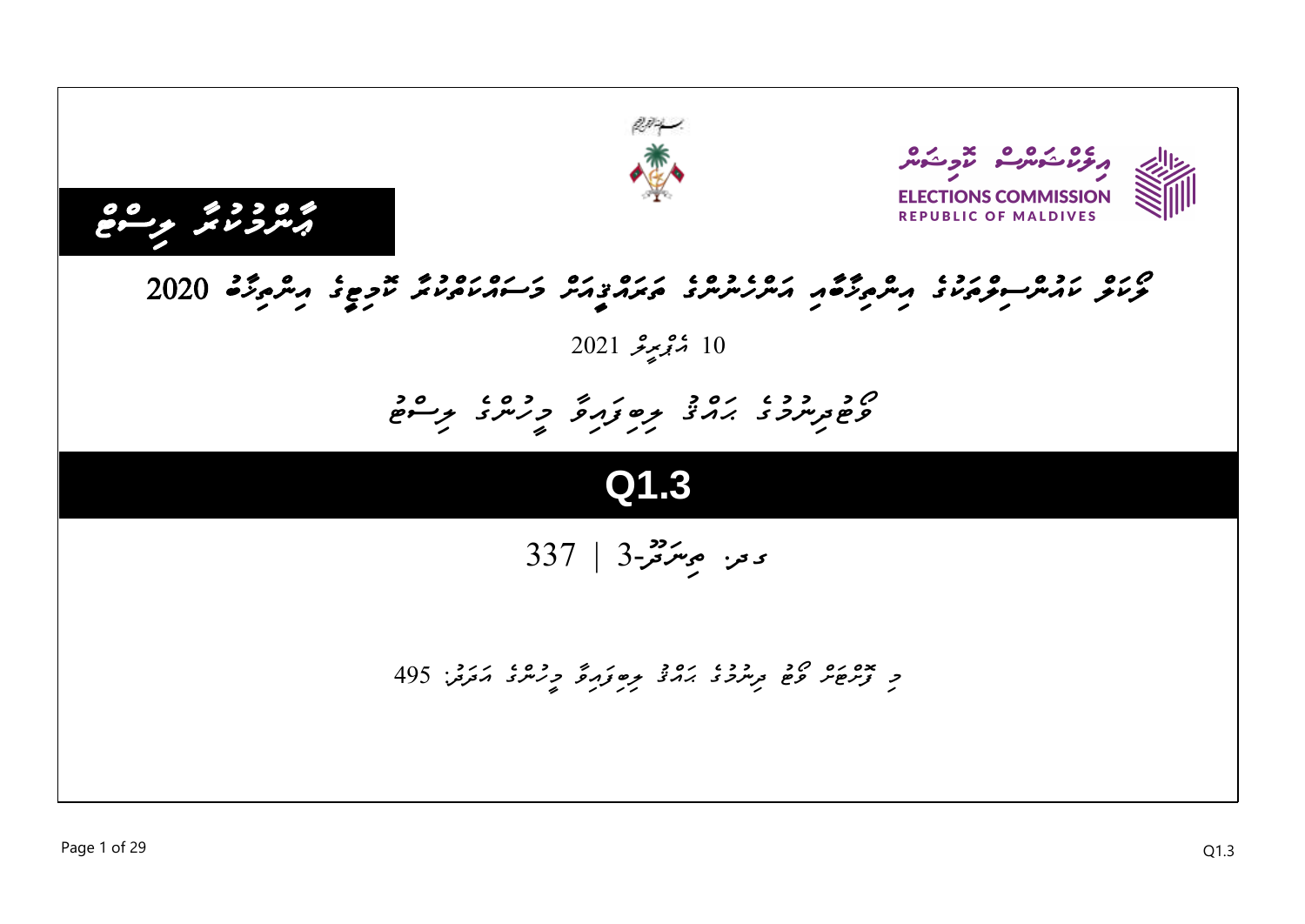ބިސްމިﷲ

އިލެކްޝަންސް ކޮމިޝަން

ELECTIONS COMMISSION
REPUBLIC OF MALDIVES

އަންނުުމާނާ ލިސްޓު

# ލޯކަލް ކައުންސިލްތަކުގެ އިންތިޚާބާއި އަންހެނުންގެ ތަރައްޤީއަށް މަސައްކަތްކުރާ ކޮމިޓީގެ އިންތިޚާބު 2020

10 އޭޕްރިލް 2021

## ވޯޓުދިނުމުގެ ޙައްޤު ލިބިފައިވާ މީހުންގެ ލިސްޓު

# Q1.3

ގދ. ތިނަދޫ-3 | 337

މި ފޮނޯބަސް ވޯޓު ދިނުމުގެ ޙައްޤު ލިބިފައިވާ މީހުންގެ އަދަދު: 495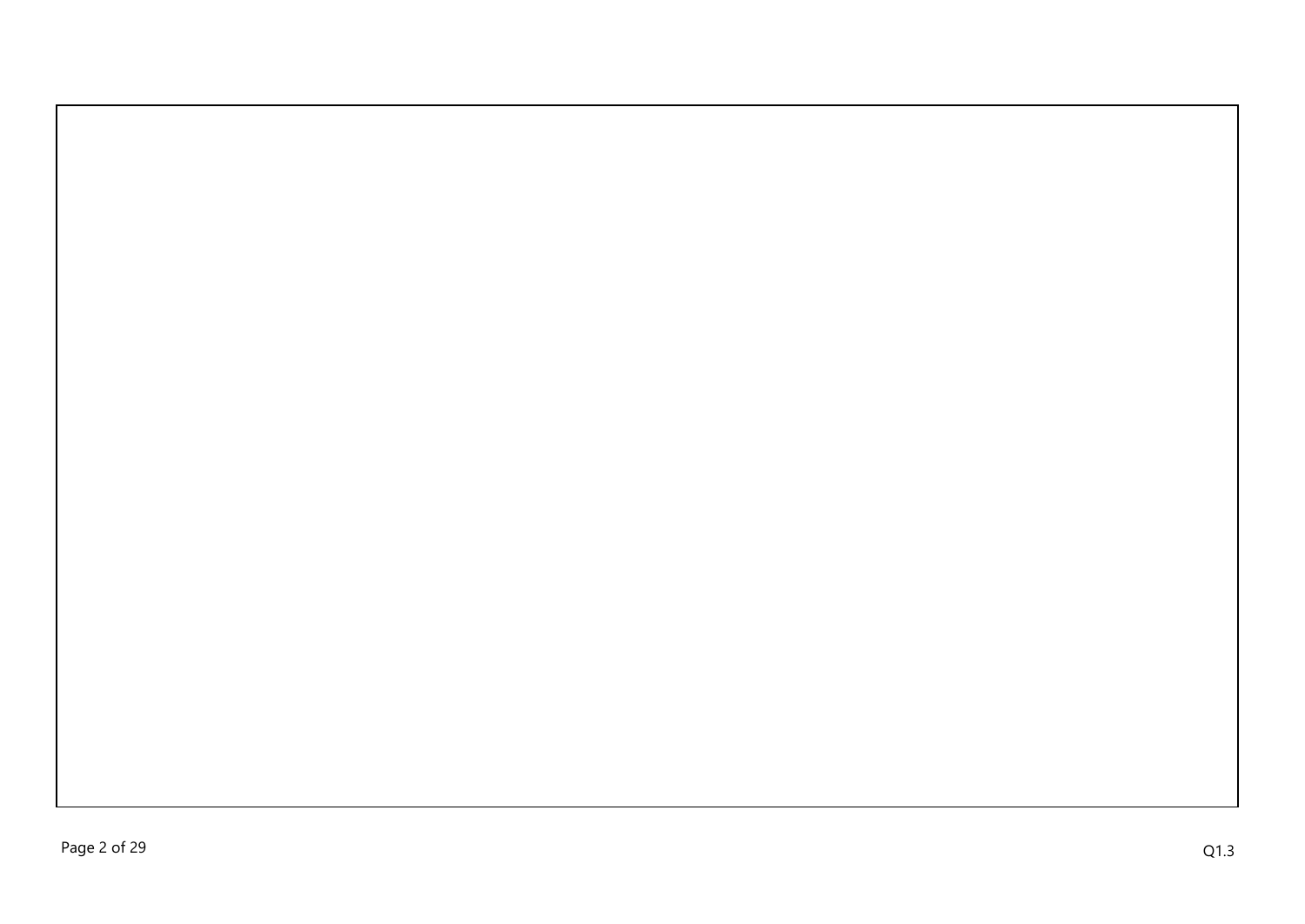Q1.3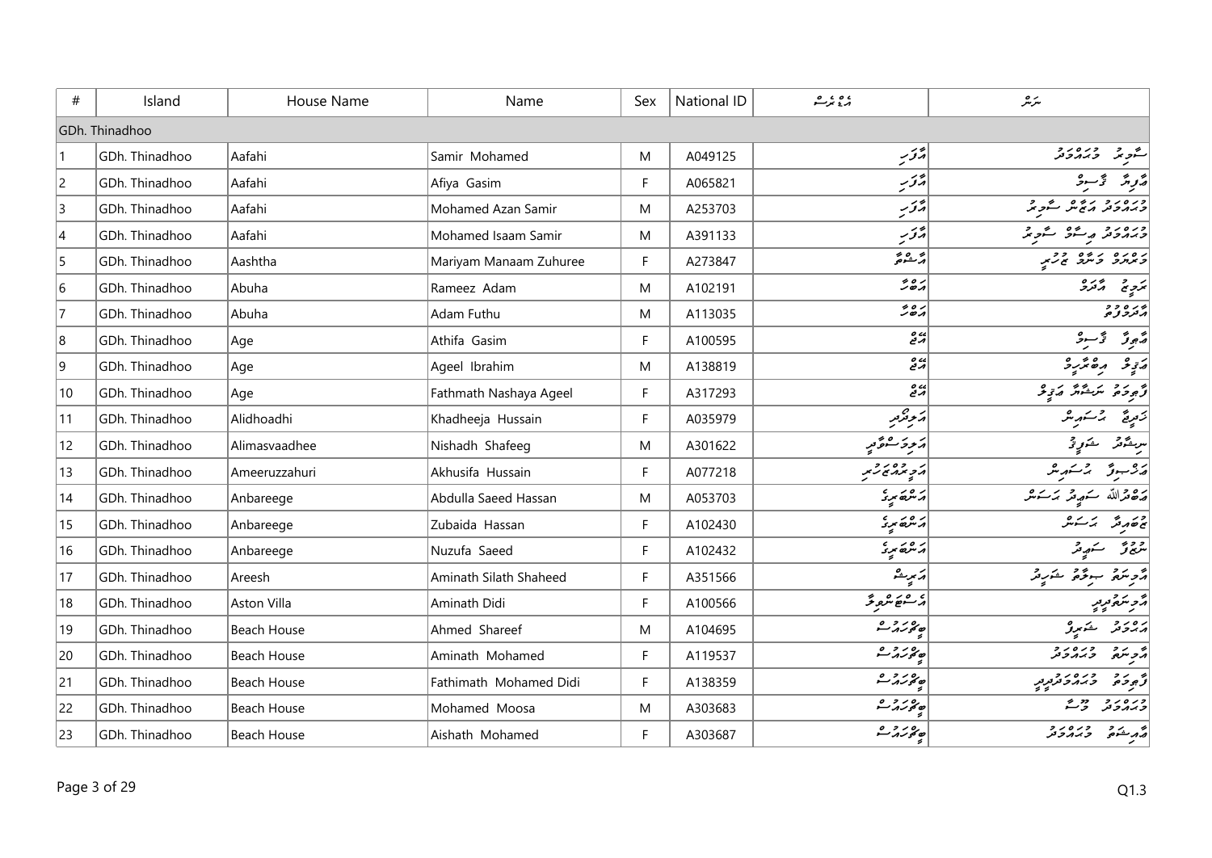| # | Island | House Name | Name | Sex | National ID | ދާއިރާ | ނަން |
|---|---|---|---|---|---|---|---|
| GDh. Thinadhoo | | | | | | | |
| 1 | GDh. Thinadhoo | Aafahi | Samir Mohamed | M | A049125 | އާފަހި | ސާމިރު މުހައްމަދު |
| 2 | GDh. Thinadhoo | Aafahi | Afiya Gasim | F | A065821 | އާފަހި | އާފިޔާ ޤާސިމް |
| 3 | GDh. Thinadhoo | Aafahi | Mohamed Azan Samir | M | A253703 | އާފަހި | މުހައްމަދު އަޒާން ސާމިރު |
| 4 | GDh. Thinadhoo | Aafahi | Mohamed Isaam Samir | M | A391133 | އާފަހި | މުހައްމަދު ޢިސާމް ސާމިރު |
| 5 | GDh. Thinadhoo | Aashtha | Mariyam Manaam Zuhuree | F | A273847 | އާޝްތާ | މަރިޔަމް މަނާމް ޒުހުރީ |
| 6 | GDh. Thinadhoo | Abuha | Rameez Adam | M | A102191 | އަބުހާ | ރަމީޒް އާދަމް |
| 7 | GDh. Thinadhoo | Abuha | Adam Futhu | M | A113035 | އަބުހާ | އާދަމްފުތު |
| 8 | GDh. Thinadhoo | Age | Athifa Gasim | F | A100595 | އޭޖު | އާތިފާ ޤާސިމް |
| 9 | GDh. Thinadhoo | Age | Ageel Ibrahim | M | A138819 | އޭޖު | އަޤީލް އިބްރާހިމް |
| 10 | GDh. Thinadhoo | Age | Fathmath Nashaya Ageel | F | A317293 | އޭޖު | ފާތިމަތު ނަޝާޔާ އަޤީލް |
| 11 | GDh. Thinadhoo | Alidhoadhi | Khadheeja Hussain | F | A035979 | އަލިދޯދި | ޚަދީޖާ ހުސައިން |
| 12 | GDh. Thinadhoo | Alimasvaadhee | Nishadh Shafeeg | M | A301622 | އަލިމަސްވާދީ | ނިޝާދު ޝަފީޤު |
| 13 | GDh. Thinadhoo | Ameeruzzahuri | Akhusifa Hussain | F | A077218 | އަމީރުއްޒަހުރި | އަޚުސިފާ ހުސައިން |
| 14 | GDh. Thinadhoo | Anbareege | Abdulla Saeed Hassan | M | A053703 | އަންބަރީގެ | އަބްދުﷲ ސަޢީދު ހަސަން |
| 15 | GDh. Thinadhoo | Anbareege | Zubaida Hassan | F | A102430 | އަންބަރީގެ | ޒުބައިދާ ހަސަން |
| 16 | GDh. Thinadhoo | Anbareege | Nuzufa Saeed | F | A102432 | އަންބަރީގެ | ނުޒުފާ ސަޢީދު |
| 17 | GDh. Thinadhoo | Areesh | Aminath Silath Shaheed | F | A351566 | އަރީޝް | އާމިނަތު ސިލާތު ޝަހީދު |
| 18 | GDh. Thinadhoo | Aston Villa | Aminath Didi | F | A100566 | އެސްޓަންވިލާ | އާމިނަތުދީދީ |
| 19 | GDh. Thinadhoo | Beach House | Ahmed Shareef | M | A104695 | ބީޗްހައުސް | އަހުމަދު ޝަރީފު |
| 20 | GDh. Thinadhoo | Beach House | Aminath Mohamed | F | A119537 | ބީޗްހައުސް | އާމިނަތު މުހައްމަދު |
| 21 | GDh. Thinadhoo | Beach House | Fathimath Mohamed Didi | F | A138359 | ބީޗްހައުސް | ފާތިމަތު މުހައްމަދުދީދީ |
| 22 | GDh. Thinadhoo | Beach House | Mohamed Moosa | M | A303683 | ބީޗްހައުސް | މުހައްމަދު މޫސާ |
| 23 | GDh. Thinadhoo | Beach House | Aishath Mohamed | F | A303687 | ބީޗްހައުސް | އާއިޝަތު މުހައްމަދު |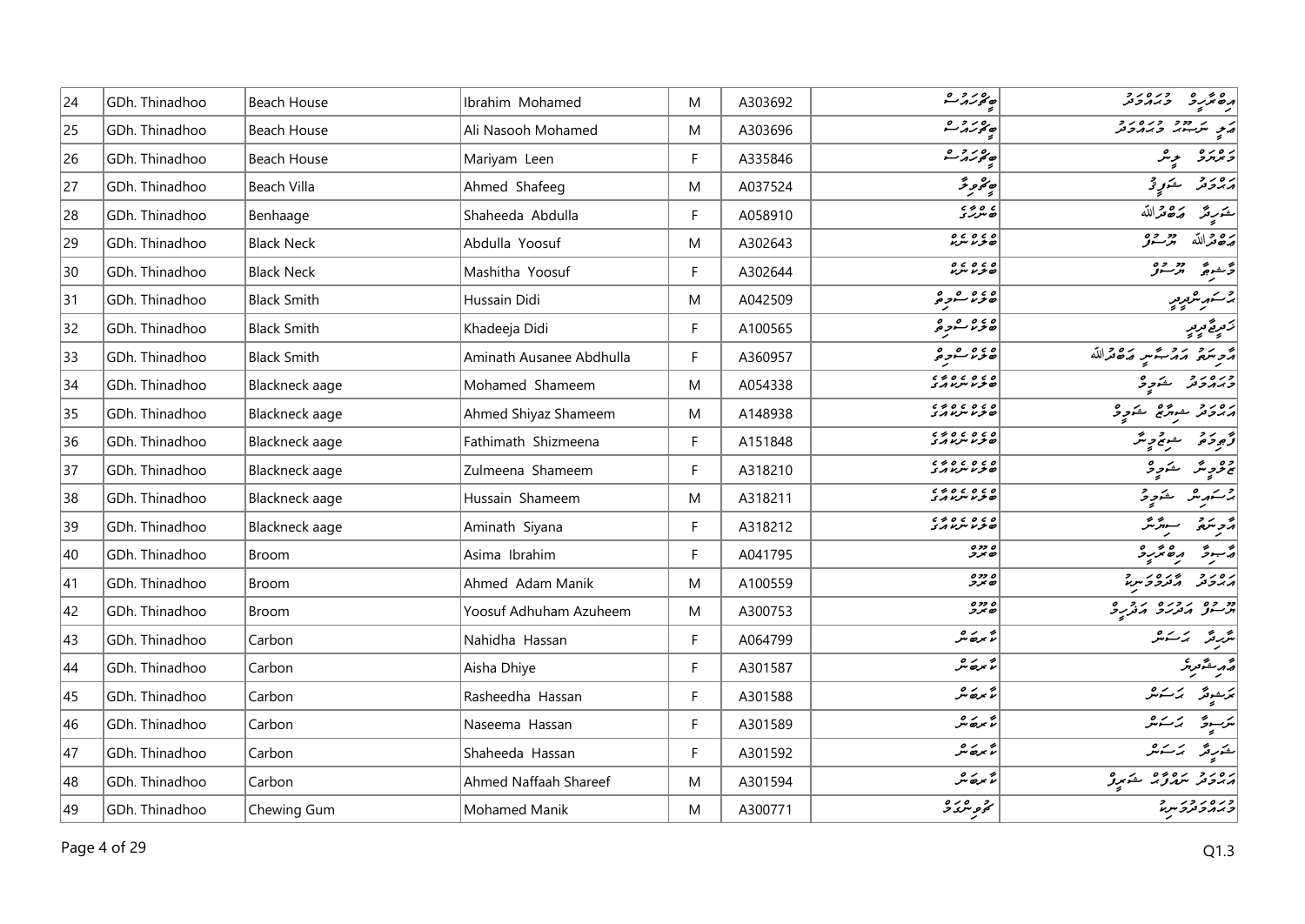| 24 | GDh. Thinadhoo | Beach House | Ibrahim Mohamed | M | A303692 | ޞީޗްހައުސް | އިބްރާހީމް މުޙައްމަދު |
|---|---|---|---|---|---|---|---|
| 25 | GDh. Thinadhoo | Beach House | Ali Nasooh Mohamed | M | A303696 | ބީޗްހައުސް | އަލި ނަސޫޙް މުޙައްމަދު |
| 26 | GDh. Thinadhoo | Beach House | Mariyam Leen | F | A335846 | ބީޗްހައުސް | މަރިޔަމް ލީން |
| 27 | GDh. Thinadhoo | Beach Villa | Ahmed Shafeeg | M | A037524 | ބީޗްވިލާ | އަޙްމަދު ޝަފީޤު |
| 28 | GDh. Thinadhoo | Benhaage | Shaheeda Abdulla | F | A058910 | ބެންހާގެ | ޝަހީދާ އަބްދުﷲ |
| 29 | GDh. Thinadhoo | Black Neck | Abdulla Yoosuf | M | A302643 | ބްލެކްނެކް | އަބްދުﷲ ޔޫސުފް |
| 30 | GDh. Thinadhoo | Black Neck | Mashitha Yoosuf | F | A302644 | ބްލެކްނެކް | މާޝިތާ ޔޫސުފް |
| 31 | GDh. Thinadhoo | Black Smith | Hussain Didi | M | A042509 | ބްލެކްސްމިތު | ޙުސައިންދީދީ |
| 32 | GDh. Thinadhoo | Black Smith | Khadeeja Didi | F | A100565 | ބްލެކްސްމިތު | ޚަދީޖާދީދީ |
| 33 | GDh. Thinadhoo | Black Smith | Aminath Ausanee Abdhulla | F | A360957 | ބްލެކްސްމިތު | އާމިނަތު އައުސަނީ އަބްދުﷲ |
| 34 | GDh. Thinadhoo | Blackneck aage | Mohamed Shameem | M | A054338 | ބްލެކްނެކްއާގެ | މުޙައްމަދު ޝަމީމް |
| 35 | GDh. Thinadhoo | Blackneck aage | Ahmed Shiyaz Shameem | M | A148938 | ބްލެކްނެކްއާގެ | އަޙްމަދު ޝިޔާޒް ޝަމީމް |
| 36 | GDh. Thinadhoo | Blackneck aage | Fathimath Shizmeena | F | A151848 | ބްލެކްނެކްއާގެ | ފާތިމަތު ޝިޒްމީނާ |
| 37 | GDh. Thinadhoo | Blackneck aage | Zulmeena Shameem | F | A318210 | ބްލެކްނެކްއާގެ | ޒުލްމީނާ ޝަމީމް |
| 38 | GDh. Thinadhoo | Blackneck aage | Hussain Shameem | M | A318211 | ބްލެކްނެކްއާގެ | ޙުސައިން ޝަމީމް |
| 39 | GDh. Thinadhoo | Blackneck aage | Aminath Siyana | F | A318212 | ބްލެކްނެކްއާގެ | އާމިނަތު ސިޔާނާ |
| 40 | GDh. Thinadhoo | Broom | Asima Ibrahim | F | A041795 | ބްރޫމް | އާސިމާ އިބްރާހީމް |
| 41 | GDh. Thinadhoo | Broom | Ahmed Adam Manik | M | A100559 | ބްރޫމް | އަޙްމަދު އާދަމްމަނިކު |
| 42 | GDh. Thinadhoo | Broom | Yoosuf Adhuham Azuheem | M | A300753 | ބްރޫމް | ޔޫސުފް އަދުހަމް އަޒުހީމް |
| 43 | GDh. Thinadhoo | Carbon | Nahidha Hassan | F | A064799 | ކާބަން | ނާހިދާ ޙަސަން |
| 44 | GDh. Thinadhoo | Carbon | Aisha Dhiye | F | A301587 | ކާބަން | އާއިޝާދިޔެ |
| 45 | GDh. Thinadhoo | Carbon | Rasheedha Hassan | F | A301588 | ކާބަން | ރަޝީދާ ޙަސަން |
| 46 | GDh. Thinadhoo | Carbon | Naseema Hassan | F | A301589 | ކާބަން | ނަސީމާ ޙަސަން |
| 47 | GDh. Thinadhoo | Carbon | Shaheeda Hassan | F | A301592 | ކާބަން | ޝަހީދާ ޙަސަން |
| 48 | GDh. Thinadhoo | Carbon | Ahmed Naffaah Shareef | M | A301594 | ކާބަން | އަޙްމަދު ނައްފާޙް ޝަރީފް |
| 49 | GDh. Thinadhoo | Chewing Gum | Mohamed Manik | M | A300771 | ޗުވިންގަމް | މުޙައްމަދުމަނިކު |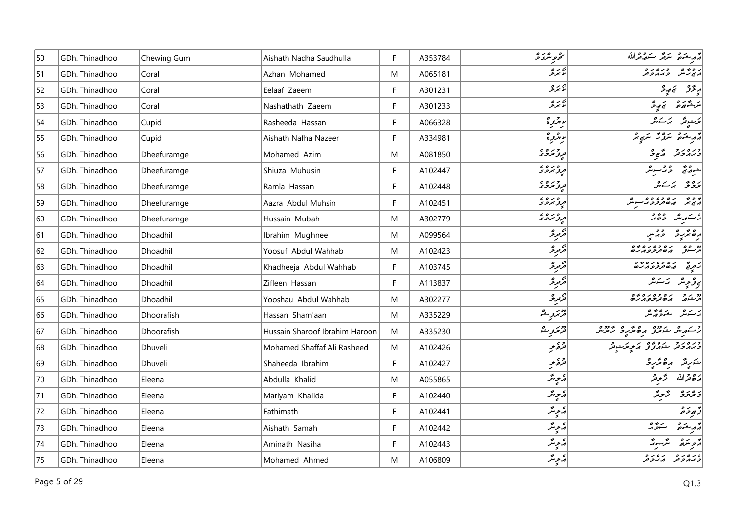| 50 | GDh. Thinadhoo | Chewing Gum | Aishath Nadha Saudhulla | F | A353784 | ޗޫވިންގަމް | އައިޝަތު ނަދާ ސައުދުﷲ |
|---|---|---|---|---|---|---|---|
| 51 | GDh. Thinadhoo | Coral | Azhan Mohamed | M | A065181 | ކޯރަލް | އަޒްހާން މުޙައްމަދު |
| 52 | GDh. Thinadhoo | Coral | Eelaaf Zaeem | F | A301231 | ކޯރަލް | އީލާފް ޒައީމް |
| 53 | GDh. Thinadhoo | Coral | Nashathath Zaeem | F | A301233 | ކޯރަލް | ނަޝާތަތު ޒައީމް |
| 54 | GDh. Thinadhoo | Cupid | Rasheeda Hassan | F | A066328 | ކިއުޕިޑް | ރަޝީދާ ޙަސަން |
| 55 | GDh. Thinadhoo | Cupid | Aishath Nafha Nazeer | F | A334981 | ކިއުޕިޑް | އައިޝަތު ނަފްހާ ނަޒީރު |
| 56 | GDh. Thinadhoo | Dheefuramge | Mohamed Azim | M | A081850 | ދީފުރަމްގެ | މުޙައްމަދު އާޒިމް |
| 57 | GDh. Thinadhoo | Dheefuramge | Shiuza Muhusin | F | A102447 | ދީފުރަމްގެ | ޝިއުޒާ މުޙުސިން |
| 58 | GDh. Thinadhoo | Dheefuramge | Ramla Hassan | F | A102448 | ދީފުރަމްގެ | ރަމްލާ ޙަސަން |
| 59 | GDh. Thinadhoo | Dheefuramge | Aazra Abdul Muhsin | F | A102451 | ދީފުރަމްގެ | އާޒްރާ ޢަބްދުލްމުޙްސިން |
| 60 | GDh. Thinadhoo | Dheefuramge | Hussain Mubah | M | A302779 | ދީފުރަމްގެ | ޙުސައިން މުބާޙް |
| 61 | GDh. Thinadhoo | Dhoadhil | Ibrahim Mughnee | M | A099564 | ދޯދިލް | އިބްރާހީމް މުޣްނީ |
| 62 | GDh. Thinadhoo | Dhoadhil | Yoosuf Abdul Wahhab | M | A102423 | ދޯދިލް | ޔޫސުފް ޢަބްދުލްވައްހާބް |
| 63 | GDh. Thinadhoo | Dhoadhil | Khadheeja Abdul Wahhab | F | A103745 | ދޯދިލް | ޚަދީޖާ ޢަބްދުލްވައްހާބް |
| 64 | GDh. Thinadhoo | Dhoadhil | Zifleen Hassan | F | A113837 | ދޯދިލް | ޒިފްލީން ޙަސަން |
| 65 | GDh. Thinadhoo | Dhoadhil | Yooshau Abdul Wahhab | M | A302277 | ދޯދިލް | ޔޫޝައު ޢަބްދުލްވައްހާބް |
| 66 | GDh. Thinadhoo | Dhoorafish | Hassan Sham'aan | M | A335229 | ދޫރަފިޝް | ޙަސަން ޝަމްޢާން |
| 67 | GDh. Thinadhoo | Dhoorafish | Hussain Sharoof Ibrahim Haroon | M | A335230 | ދޫރަފިޝް | ޙުސައިން ޝަރޫފް އިބްރާހީމް ހާރޫން |
| 68 | GDh. Thinadhoo | Dhuveli | Mohamed Shaffaf Ali Rasheed | M | A102426 | ދުވެލި | މުޙައްމަދު ޝައްފާފް ޢަލީރަޝީދު |
| 69 | GDh. Thinadhoo | Dhuveli | Shaheeda Ibrahim | F | A102427 | ދުވެލި | ޝަހީދާ އިބްރާހީމް |
| 70 | GDh. Thinadhoo | Eleena | Abdulla Khalid | M | A055865 | އެލީނާ | ޢަބްދުﷲ ޚާލިދު |
| 71 | GDh. Thinadhoo | Eleena | Mariyam Khalida | F | A102440 | އެލީނާ | މަރިޔަމް ޚާލިދާ |
| 72 | GDh. Thinadhoo | Eleena | Fathimath | F | A102441 | އެލީނާ | ފާތިމަތު |
| 73 | GDh. Thinadhoo | Eleena | Aishath Samah | F | A102442 | އެލީނާ | އައިޝަތު ސަމާހް |
| 74 | GDh. Thinadhoo | Eleena | Aminath Nasiha | F | A102443 | އެލީނާ | އާމިނަތު ނާސިހާ |
| 75 | GDh. Thinadhoo | Eleena | Mohamed Ahmed | M | A106809 | އެލީނާ | މުޙައްމަދު އަޙްމަދު |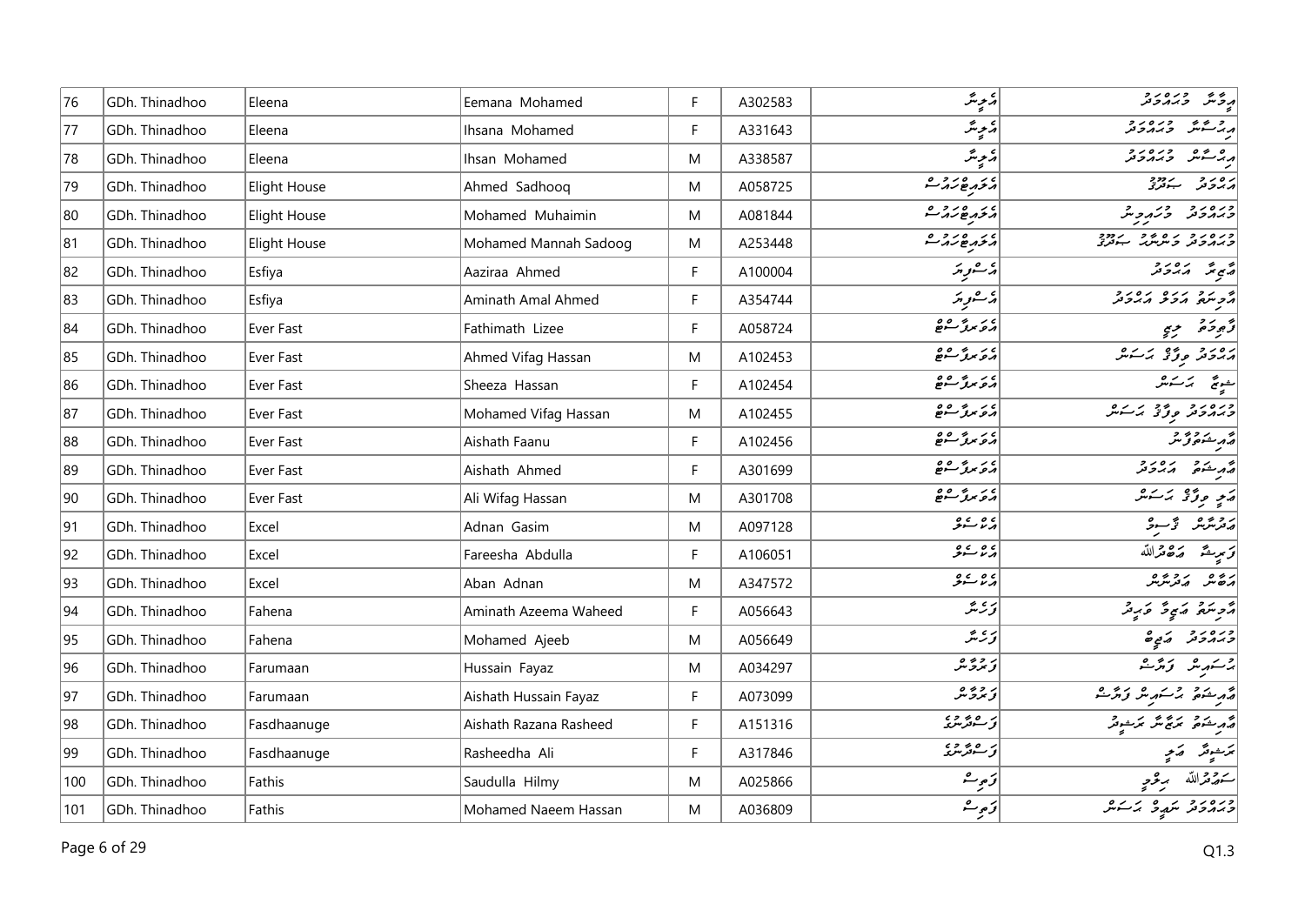| 76 | GDh. Thinadhoo | Eleena | Eemana Mohamed | F | A302583 | އެލީނާ | އީމާނާ މުޙައްމަދު |
|---|---|---|---|---|---|---|---|
| 77 | GDh. Thinadhoo | Eleena | Ihsana Mohamed | F | A331643 | އެލީނާ | އިޙްސާނާ މުޙައްމަދު |
| 78 | GDh. Thinadhoo | Eleena | Ihsan Mohamed | M | A338587 | އެލީނާ | އިޙްސާން މުޙައްމަދު |
| 79 | GDh. Thinadhoo | Elight House | Ahmed Sadhooq | M | A058725 | އެލައިޓްހައުސް | އަޙްމަދު ޞާދިޤު |
| 80 | GDh. Thinadhoo | Elight House | Mohamed Muhaimin | M | A081844 | އެލައިޓްހައުސް | މުޙައްމަދު މުހައިމިން |
| 81 | GDh. Thinadhoo | Elight House | Mohamed Mannah Sadoog | M | A253448 | އެލައިޓްހައުސް | މުޙައްމަދު މަންނާހު ޞާދިޤު |
| 82 | GDh. Thinadhoo | Esfiya | Aaziraa Ahmed | F | A100004 | އެސްފިޔާ | އާޒިރާ އަޙްމަދު |
| 83 | GDh. Thinadhoo | Esfiya | Aminath Amal Ahmed | F | A354744 | އެސްފިޔާ | އާމިނަތު އަމަލް އަޙްމަދު |
| 84 | GDh. Thinadhoo | Ever Fast | Fathimath Lizee | F | A058724 | އެވަރފާސްޓް | ފާތިމަތު ލިޒީ |
| 85 | GDh. Thinadhoo | Ever Fast | Ahmed Vifag Hassan | M | A102453 | އެވަރފާސްޓް | އަޙްމަދު ވިފާގު ޙަސަން |
| 86 | GDh. Thinadhoo | Ever Fast | Sheeza Hassan | F | A102454 | އެވަރފާސްޓް | ޝީޒާ ޙަސަން |
| 87 | GDh. Thinadhoo | Ever Fast | Mohamed Vifag Hassan | M | A102455 | އެވަރފާސްޓް | މުޙައްމަދު ވިފާގު ޙަސަން |
| 88 | GDh. Thinadhoo | Ever Fast | Aishath Faanu | F | A102456 | އެވަރފާސްޓް | އާއިޝަތުފާނު |
| 89 | GDh. Thinadhoo | Ever Fast | Aishath Ahmed | F | A301699 | އެވަރފާސްޓް | އާއިޝަތު އަޙްމަދު |
| 90 | GDh. Thinadhoo | Ever Fast | Ali Wifag Hassan | M | A301708 | އެވަރފާސްޓް | އަލި ވިފާގު ޙަސަން |
| 91 | GDh. Thinadhoo | Excel | Adnan Gasim | M | A097128 | އެކްސެލް | އަދުނާން ޤާސިމް |
| 92 | GDh. Thinadhoo | Excel | Fareesha Abdulla | F | A106051 | އެކްސެލް | ފަރީޝާ އަބްދުﷲ |
| 93 | GDh. Thinadhoo | Excel | Aban Adnan | M | A347572 | އެކްސެލް | އަބާން އަދުނާން |
| 94 | GDh. Thinadhoo | Fahena | Aminath Azeema Waheed | F | A056643 | ފަހެނާ | އާމިނަތު އަޒީމާ ވަޙީދު |
| 95 | GDh. Thinadhoo | Fahena | Mohamed Ajeeb | M | A056649 | ފަހެނާ | މުޙައްމަދު އަޖީބު |
| 96 | GDh. Thinadhoo | Farumaan | Hussain Fayaz | M | A034297 | ފަރުމާން | ޙުސައިން ފައްޔާޒް |
| 97 | GDh. Thinadhoo | Farumaan | Aishath Hussain Fayaz | F | A073099 | ފަރުމާން | އާއިޝަތު ޙުސައިން ފައްޔާޒް |
| 98 | GDh. Thinadhoo | Fasdhaanuge | Aishath Razana Rasheed | F | A151316 | ފަސްދާނުގެ | އާއިޝަތު ރަޒާނާ ރަޝީދު |
| 99 | GDh. Thinadhoo | Fasdhaanuge | Rasheedha Ali | F | A317846 | ފަސްދާނުގެ | ރަޝީދާ އަލި |
| 100 | GDh. Thinadhoo | Fathis | Saudulla Hilmy | M | A025866 | ފަތިސް | ސައުދުﷲ ހިލްމީ |
| 101 | GDh. Thinadhoo | Fathis | Mohamed Naeem Hassan | M | A036809 | ފަތިސް | މުޙައްމަދު ނައީމް ޙަސަން |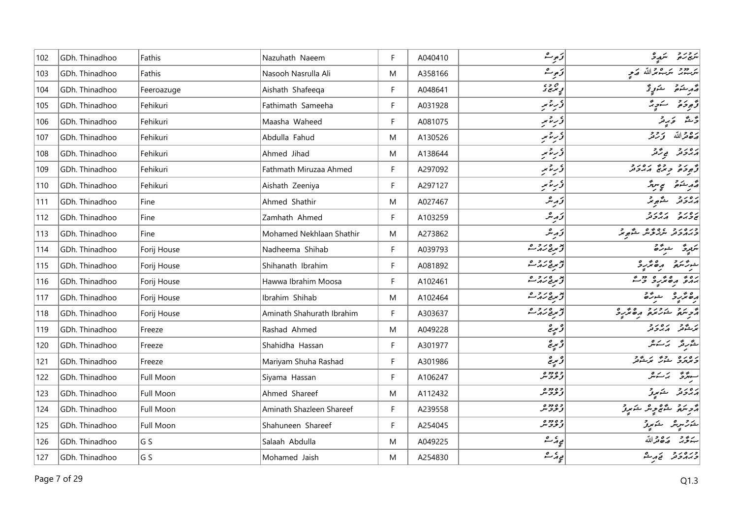| 102 | GDh. Thinadhoo | Fathis | Nazuhath Naeem | F | A040410 | ފަތިސް | ނަޒުހަތު ނަޢީމް |
|---|---|---|---|---|---|---|---|
| 103 | GDh. Thinadhoo | Fathis | Nasooh Nasrulla Ali | M | A358166 | ފަތިސް | ނަސޫޙް ނަޞްރުﷲ ޢަލި |
| 104 | GDh. Thinadhoo | Feeroazuge | Aishath Shafeeqa | F | A048641 | ފީރޯޒުގެ | ޢާއިޝަތު ޝަފީޤާ |
| 105 | GDh. Thinadhoo | Fehikuri | Fathimath Sameeha | F | A031928 | ފެހިކުރި | ފާތިމަތު ސަމީޙާ |
| 106 | GDh. Thinadhoo | Fehikuri | Maasha Waheed | F | A081075 | ފެހިކުރި | މާޝާ ވަޙީދު |
| 107 | GDh. Thinadhoo | Fehikuri | Abdulla Fahud | M | A130526 | ފެހިކުރި | ޢަބްދުﷲ ފަހުދު |
| 108 | GDh. Thinadhoo | Fehikuri | Ahmed Jihad | M | A138644 | ފެހިކުރި | އަޙްމަދު ޖިހާދު |
| 109 | GDh. Thinadhoo | Fehikuri | Fathmath Miruzaa Ahmed | F | A297092 | ފެހިކުރި | ފާތިމަތު މިރުޒާ އަޙްމަދު |
| 110 | GDh. Thinadhoo | Fehikuri | Aishath Zeeniya | F | A297127 | ފެހިކުރި | ޢާއިޝަތު ޒީނިޔާ |
| 111 | GDh. Thinadhoo | Fine | Ahmed Shathir | M | A027467 | ފައިން | އަޙްމަދު ޝާތިރު |
| 112 | GDh. Thinadhoo | Fine | Zamhath Ahmed | F | A103259 | ފައިން | ޒަމްހަތު އަޙްމަދު |
| 113 | GDh. Thinadhoo | Fine | Mohamed Nekhlaan Shathir | M | A273862 | ފައިން | މުޙައްމަދު ނެޚްލާން ޝާތިރު |
| 114 | GDh. Thinadhoo | Forij House | Nadheema Shihab | F | A039793 | ފޮރިޖް ހައުސް | ނަދީމާ ޝިހާބު |
| 115 | GDh. Thinadhoo | Forij House | Shihanath Ibrahim | F | A081892 | ފޮރިޖް ހައުސް | ޝިހާނަތު އިބްރާހީމް |
| 116 | GDh. Thinadhoo | Forij House | Hawwa Ibrahim Moosa | F | A102461 | ފޮރިޖް ހައުސް | ޙައްވާ އިބްރާހީމް މޫސާ |
| 117 | GDh. Thinadhoo | Forij House | Ibrahim Shihab | M | A102464 | ފޮރިޖް ހައުސް | އިބްރާހީމް ޝިހާބު |
| 118 | GDh. Thinadhoo | Forij House | Aminath Shahurath Ibrahim | F | A303637 | ފޮރިޖް ހައުސް | އާމިނަތު ޝަހުރަތު އިބްރާހީމް |
| 119 | GDh. Thinadhoo | Freeze | Rashad Ahmed | M | A049228 | ފްރީޒް | ރަޝާދު އަޙްމަދު |
| 120 | GDh. Thinadhoo | Freeze | Shahidha Hassan | F | A301977 | ފްރީޒް | ޝާހިދާ ޙަސަން |
| 121 | GDh. Thinadhoo | Freeze | Mariyam Shuha Rashad | F | A301986 | ފްރީޒް | މަރިޔަމް ޝުހާ ރަޝާދު |
| 122 | GDh. Thinadhoo | Full Moon | Siyama Hassan | F | A106247 | ފުލްމޫން | ސިޔާމާ ޙަސަން |
| 123 | GDh. Thinadhoo | Full Moon | Ahmed Shareef | M | A112432 | ފުލްމޫން | އަޙްމަދު ޝަރީފު |
| 124 | GDh. Thinadhoo | Full Moon | Aminath Shazleen Shareef | F | A239558 | ފުލްމޫން | އާމިނަތު ޝަޒްލީން ޝަރީފު |
| 125 | GDh. Thinadhoo | Full Moon | Shahuneen Shareef | F | A254045 | ފުލްމޫން | ޝަހުނީން ޝަރީފު |
| 126 | GDh. Thinadhoo | G S | Salaah Abdulla | M | A049225 | ޖީއެސް | ސަލާޙް ޢަބްދުﷲ |
| 127 | GDh. Thinadhoo | G S | Mohamed Jaish | M | A254830 | ޖީއެސް | މުޙައްމަދު ޖައިޝް |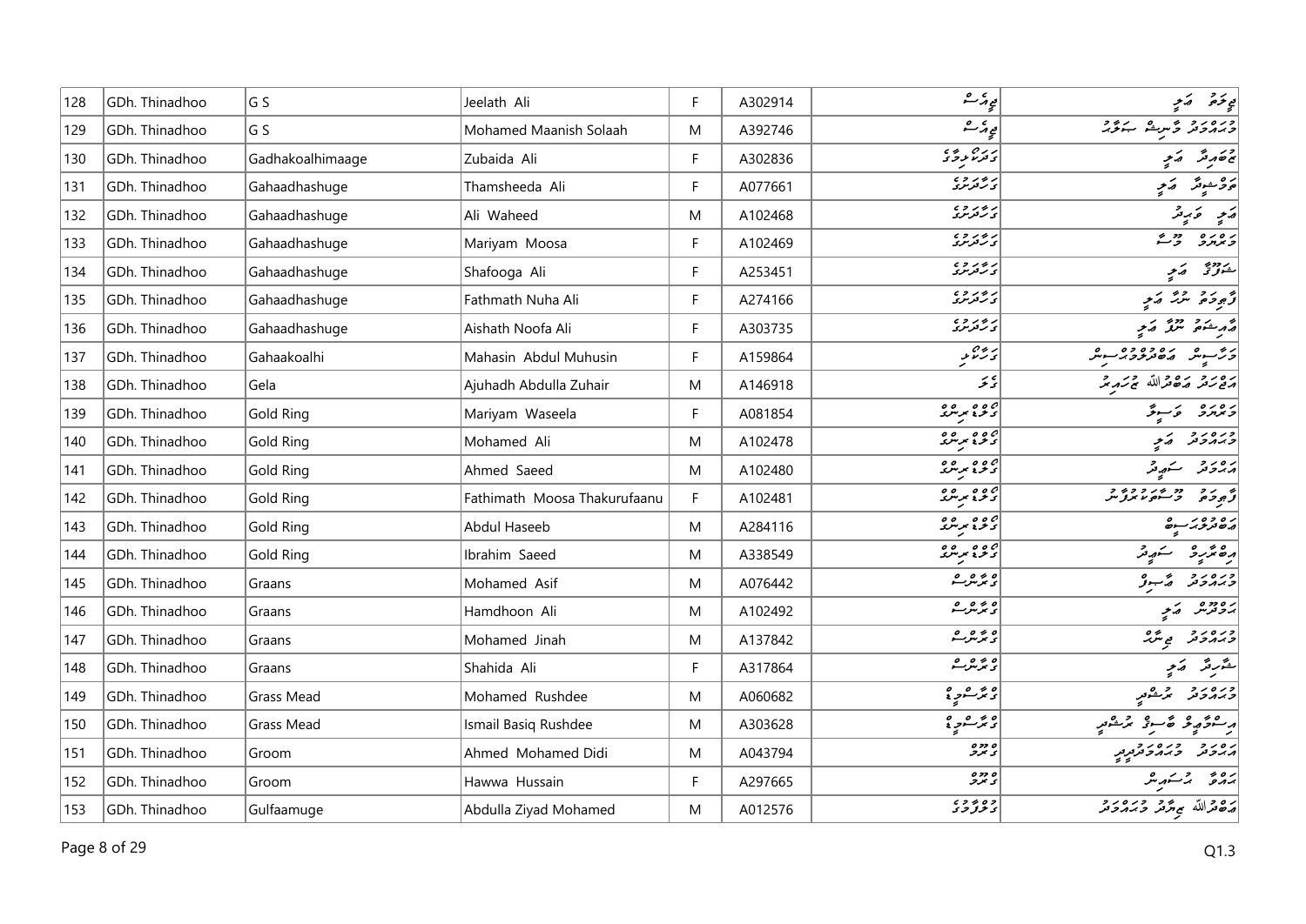| 128 | GDh. Thinadhoo | G S | Jeelath Ali | F | A302914 | ج و ء ش | جِحَوْ ڪَعِ |
|---|---|---|---|---|---|---|---|
| 129 | GDh. Thinadhoo | G S | Mohamed Maanish Solaah | M | A392746 | ج و ء ش | ورەرو ۇسرىش سۇر |
| 130 | GDh. Thinadhoo | Gadhakoalhimaage | Zubaida Ali | F | A302836 | ىرىئەوڭ | جەمەتر ئەير |
| 131 | GDh. Thinadhoo | Gahaadhashuge | Thamsheeda Ali | F | A077661 | ئەرئىرىدى | مۇشىقر ئەير |
| 132 | GDh. Thinadhoo | Gahaadhashuge | Ali Waheed | M | A102468 | ئەرئىرىدى | ئەير ئەبەتر |
| 133 | GDh. Thinadhoo | Gahaadhashuge | Mariyam Moosa | F | A102469 | ئەرئىرىدى | ئەبرىرى دوسم |
| 134 | GDh. Thinadhoo | Gahaadhashuge | Shafooga Ali | F | A253451 | ئەرئىرىدى | شەۋرتى ئەير |
| 135 | GDh. Thinadhoo | Gahaadhashuge | Fathmath Nuha Ali | F | A274166 | ئەرئىرىدى | ۋەدەر سرگ ئەير |
| 136 | GDh. Thinadhoo | Gahaadhashuge | Aishath Noofa Ali | F | A303735 | ئەرئىرىدى | ئەرشەۋ سرگ ئەير |
| 137 | GDh. Thinadhoo | Gahaakoalhi | Mahasin Abdul Muhusin | F | A159864 | ئەرگىر | ۋەسىر ئەھەردوۋرسىر |
| 138 | GDh. Thinadhoo | Gela | Ajuhadh Abdulla Zuhair | M | A146918 | ئى | ئەقەرتر ئەھەتراللە ج رەبر |
| 139 | GDh. Thinadhoo | Gold Ring | Mariyam Waseela | F | A081854 | ئىۋە برىئى | ئەبرىرى ئەسىۋ |
| 140 | GDh. Thinadhoo | Gold Ring | Mohamed Ali | M | A102478 | ئىۋە برىئى | ورەرو ئەير |
| 141 | GDh. Thinadhoo | Gold Ring | Ahmed Saeed | M | A102480 | ئىۋە برىئى | ئەرەر سەھەتر |
| 142 | GDh. Thinadhoo | Gold Ring | Fathimath Moosa Thakurufaanu | F | A102481 | ئىۋە برىئى | ۋەدەر دوسموەرورىقر |
| 143 | GDh. Thinadhoo | Gold Ring | Abdul Haseeb | M | A284116 | ئىۋە برىئى | ئەھەردەرسىۋ |
| 144 | GDh. Thinadhoo | Gold Ring | Ibrahim Saeed | M | A338549 | ئىۋە برىئى | مەھەرد سەھەتر |
| 145 | GDh. Thinadhoo | Graans | Mohamed Asif | M | A076442 | ئىترىرى | ورەرو ئەسو |
| 146 | GDh. Thinadhoo | Graans | Hamdhoon Ali | M | A102492 | ئىترىرى | بەۋەرش ئەير |
| 147 | GDh. Thinadhoo | Graans | Mohamed Jinah | M | A137842 | ئىترىرى | ورەرو يوشر |
| 148 | GDh. Thinadhoo | Graans | Shahida Ali | F | A317864 | ئىترىرى | شەرىتر ئەير |
| 149 | GDh. Thinadhoo | Grass Mead | Mohamed Rushdee | M | A060682 | ئىترىسۇد | ورەرو برشىر |
| 150 | GDh. Thinadhoo | Grass Mead | Ismail Basiq Rushdee | M | A303628 | ئىترىسۇد | مرسۇمرۇ ەسۇ برشىر |
| 151 | GDh. Thinadhoo | Groom | Ahmed Mohamed Didi | M | A043794 | ەدوە | ئەرەر ورەرورىر |
| 152 | GDh. Thinadhoo | Groom | Hawwa Hussain | F | A297665 | ەدوە | بەرە برسەمرىش |
| 153 | GDh. Thinadhoo | Gulfaamuge | Abdulla Ziyad Mohamed | M | A012576 | دوۋرى | ئەھەتراللە بېرتر ورەرو |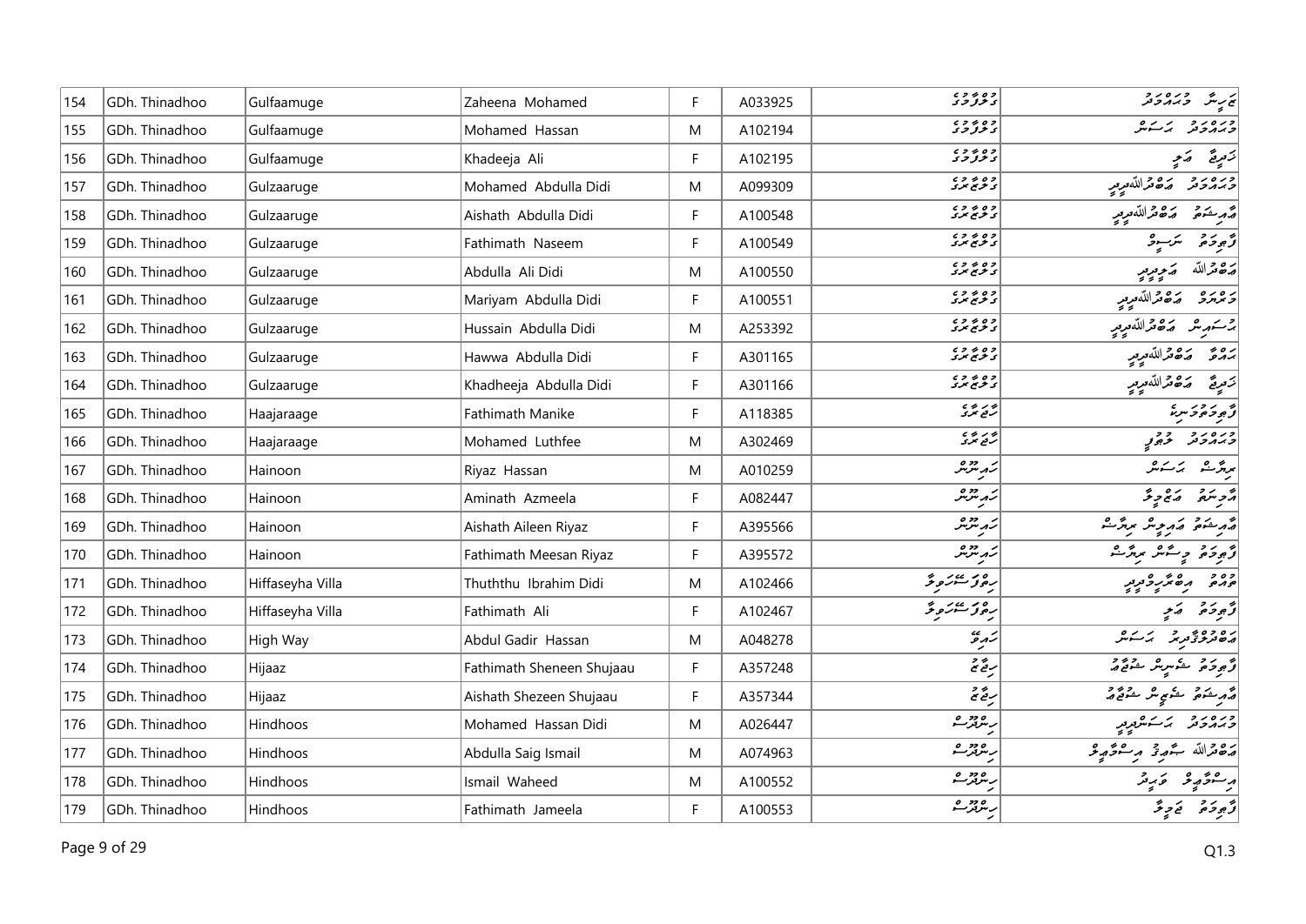| 154 | GDh. Thinadhoo | Gulfaamuge | Zaheena Mohamed | F | A033925 | ގުލްފާމުގެ | ޒަހީނާ މުޙައްމަދު |
|---|---|---|---|---|---|---|---|
| 155 | GDh. Thinadhoo | Gulfaamuge | Mohamed Hassan | M | A102194 | ގުލްފާމުގެ | މުޙައްމަދު ޙަސަން |
| 156 | GDh. Thinadhoo | Gulfaamuge | Khadeeja Ali | F | A102195 | ގުލްފާމުގެ | ޚަދީޖާ ޢަލީ |
| 157 | GDh. Thinadhoo | Gulzaaruge | Mohamed Abdulla Didi | M | A099309 | ގުލްޒާރުގެ | މުޙައްމަދު ޢަބްދުﷲދީދީ |
| 158 | GDh. Thinadhoo | Gulzaaruge | Aishath Abdulla Didi | F | A100548 | ގުލްޒާރުގެ | ޢައިޝަތު ޢަބްދުﷲދީދީ |
| 159 | GDh. Thinadhoo | Gulzaaruge | Fathimath Naseem | F | A100549 | ގުލްޒާރުގެ | ފާތިމަތު ނަސީމް |
| 160 | GDh. Thinadhoo | Gulzaaruge | Abdulla Ali Didi | M | A100550 | ގުލްޒާރުގެ | ޢަބްދުﷲ ޢަލިދީދީ |
| 161 | GDh. Thinadhoo | Gulzaaruge | Mariyam Abdulla Didi | F | A100551 | ގުލްޒާރުގެ | މަރިޔަމް ޢަބްދުﷲދީދީ |
| 162 | GDh. Thinadhoo | Gulzaaruge | Hussain Abdulla Didi | M | A253392 | ގުލްޒާރުގެ | ޙުސައިން ޢަބްދުﷲދީދީ |
| 163 | GDh. Thinadhoo | Gulzaaruge | Hawwa Abdulla Didi | F | A301165 | ގުލްޒާރުގެ | ޙައްވާ ޢަބްދުﷲދީދީ |
| 164 | GDh. Thinadhoo | Gulzaaruge | Khadheeja Abdulla Didi | F | A301166 | ގުލްޒާރުގެ | ޚަދީޖާ ޢަބްދުﷲދީދީ |
| 165 | GDh. Thinadhoo | Haajaraage | Fathimath Manike | F | A118385 | ހާޖަރާގެ | ފާތިމަތުމަނިކެ |
| 166 | GDh. Thinadhoo | Haajaraage | Mohamed Luthfee | M | A302469 | ހާޖަރާގެ | މުޙައްމަދު ލުތުފީ |
| 167 | GDh. Thinadhoo | Hainoon | Riyaz Hassan | M | A010259 | ހައިނޫން | ރިޔާޒް ޙަސަން |
| 168 | GDh. Thinadhoo | Hainoon | Aminath Azmeela | F | A082447 | ހައިނޫން | އާމިނަތު އަޒްމީލާ |
| 169 | GDh. Thinadhoo | Hainoon | Aishath Aileen Riyaz | F | A395566 | ހައިނޫން | ޢައިޝަތު އައިލީން ރިޔާޒް |
| 170 | GDh. Thinadhoo | Hainoon | Fathimath Meesan Riyaz | F | A395572 | ހައިނޫން | ފާތިމަތު މީސާން ރިޔާޒް |
| 171 | GDh. Thinadhoo | Hiffaseyha Villa | Thuththu Ibrahim Didi | M | A102466 | ހިއްފަސޭހަވިލާ | ތުއްތު އިބްރާހީމްދީދީ |
| 172 | GDh. Thinadhoo | Hiffaseyha Villa | Fathimath Ali | F | A102467 | ހިއްފަސޭހަވިލާ | ފާތިމަތު ޢަލީ |
| 173 | GDh. Thinadhoo | High Way | Abdul Gadir Hassan | M | A048278 | ހައިވޭ | ޢަބްދުލްޤާދިރު ޙަސަން |
| 174 | GDh. Thinadhoo | Hijaaz | Fathimath Sheneen Shujaau | F | A357248 | ހިޖާޒު | ފާތިމަތު޺ޝެނީން ޝުޖާޢު |
| 175 | GDh. Thinadhoo | Hijaaz | Aishath Shezeen Shujaau | F | A357344 | ހިޖާޒު | ޢައިޝަތު ޝެޒީން ޝުޖާޢު |
| 176 | GDh. Thinadhoo | Hindhoos | Mohamed Hassan Didi | M | A026447 | ހިނދޫސް | މުޙައްމަދު ޙަސަންދީދީ |
| 177 | GDh. Thinadhoo | Hindhoos | Abdulla Saig Ismail | M | A074963 | ހިނދޫސް | ޢަބްދުﷲ ސާއިގު އިސްމާޢީލް |
| 178 | GDh. Thinadhoo | Hindhoos | Ismail Waheed | M | A100552 | ހިނދޫސް | އިސްމާޢީލް ވަޙީދު |
| 179 | GDh. Thinadhoo | Hindhoos | Fathimath Jameela | F | A100553 | ހިނދޫސް | ފާތިމަތު ޖަމީލާ |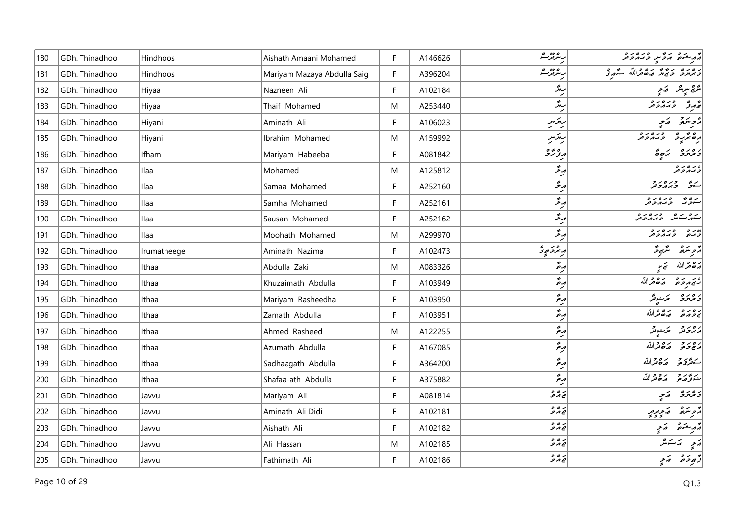| 180 | GDh. Thinadhoo | Hindhoos | Aishath Amaani Mohamed | F | A146626 | ހިންދޫސް | އައިޝަތު އަމާނީ މުހައްމަދު |
|---|---|---|---|---|---|---|---|
| 181 | GDh. Thinadhoo | Hindhoos | Mariyam Mazaya Abdulla Saig | F | A396204 | ހިންދޫސް | މަރިޔަމް މަޒާޔާ އަބްދުﷲ ސާއިގު |
| 182 | GDh. Thinadhoo | Hiyaa | Nazneen Ali | F | A102184 | ހިޔާ | ނާޒްނީން އަލީ |
| 183 | GDh. Thinadhoo | Hiyaa | Thaif Mohamed | M | A253440 | ހިޔާ | ތާއިފް މުހައްމަދު |
| 184 | GDh. Thinadhoo | Hiyani | Aminath Ali | F | A106023 | ހިޔަނި | އާމިނަތު އަލީ |
| 185 | GDh. Thinadhoo | Hiyani | Ibrahim Mohamed | M | A159992 | ހިޔަނި | އިބްރާހީމް މުހައްމަދު |
| 186 | GDh. Thinadhoo | Ifham | Mariyam Habeeba | F | A081842 | އިފްހާމް | މަރިޔަމް ހަބީބާ |
| 187 | GDh. Thinadhoo | Ilaa | Mohamed | M | A125812 | އިލާ | މުހައްމަދު |
| 188 | GDh. Thinadhoo | Ilaa | Samaa Mohamed | F | A252160 | އިލާ | ސަމާ މުހައްމަދު |
| 189 | GDh. Thinadhoo | Ilaa | Samha Mohamed | F | A252161 | އިލާ | ސަމްހާ މުހައްމަދު |
| 190 | GDh. Thinadhoo | Ilaa | Sausan Mohamed | F | A252162 | އިލާ | ސައުސަން މުހައްމަދު |
| 191 | GDh. Thinadhoo | Ilaa | Moohath Mohamed | M | A299970 | އިލާ | މޫހަތު މުހައްމަދު |
| 192 | GDh. Thinadhoo | Irumatheege | Aminath Nazima | F | A102473 | އިރުމަތީގެ | އާމިނަތު ނާޒިމާ |
| 193 | GDh. Thinadhoo | Ithaa | Abdulla Zaki | M | A083326 | އިތާ | އަބްދުﷲ ޒަކީ |
| 194 | GDh. Thinadhoo | Ithaa | Khuzaimath Abdulla | F | A103949 | އިތާ | ޚުޒައިމަތު އަބްދުﷲ |
| 195 | GDh. Thinadhoo | Ithaa | Mariyam Rasheedha | F | A103950 | އިތާ | މަރިޔަމް ރަޝީދާ |
| 196 | GDh. Thinadhoo | Ithaa | Zamath Abdulla | F | A103951 | އިތާ | ޒައުމަތު އަބްދުﷲ |
| 197 | GDh. Thinadhoo | Ithaa | Ahmed Rasheed | M | A122255 | އިތާ | އަހްމަދު ރަޝީދު |
| 198 | GDh. Thinadhoo | Ithaa | Azumath Abdulla | F | A167085 | އިތާ | އަޒުމަތު އަބްދުﷲ |
| 199 | GDh. Thinadhoo | Ithaa | Sadhaagath Abdulla | F | A364200 | އިތާ | ސަދާގަތު އަބްދުﷲ |
| 200 | GDh. Thinadhoo | Ithaa | Shafaa-ath Abdulla | F | A375882 | އިތާ | ޝަފާއަތު އަބްދުﷲ |
| 201 | GDh. Thinadhoo | Javvu | Mariyam Ali | F | A081814 | ޖައްވު | މަރިޔަމް އަލީ |
| 202 | GDh. Thinadhoo | Javvu | Aminath Ali Didi | F | A102181 | ޖައްވު | އާމިނަތު އަލީދީދީ |
| 203 | GDh. Thinadhoo | Javvu | Aishath Ali | F | A102182 | ޖައްވު | އައިޝަތު އަލީ |
| 204 | GDh. Thinadhoo | Javvu | Ali Hassan | M | A102185 | ޖައްވު | އަލީ ހަސަން |
| 205 | GDh. Thinadhoo | Javvu | Fathimath Ali | F | A102186 | ޖައްވު | ފާތިމަތު އަލީ |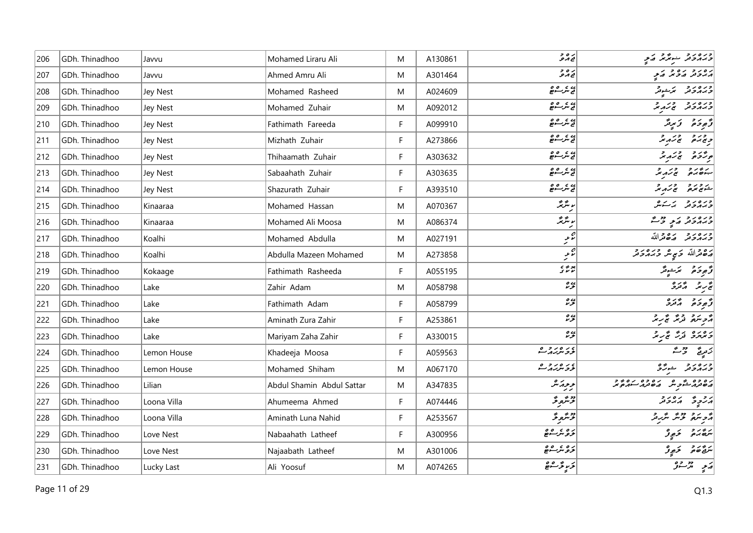| 206 | GDh. Thinadhoo | Javvu | Mohamed Liraru Ali | M | A130861 | ځهٔ ژ | ومرور سوبرد کړم |
|---|---|---|---|---|---|---|---|
| 207 | GDh. Thinadhoo | Javvu | Ahmed Amru Ali | M | A301464 | ځهٔ ژ | ړ ر د د ر ه د ر کړم |
| 208 | GDh. Thinadhoo | Jey Nest | Mohamed Rasheed | M | A024609 | ځ شرسوځ | وره ر و ر شوتر |
| 209 | GDh. Thinadhoo | Jey Nest | Mohamed Zuhair | M | A092012 | ځ شرسوځ | وره ر و ح ر ر د |
| 210 | GDh. Thinadhoo | Jey Nest | Fathimath Fareeda | F | A099910 | ځ شرسوځ | ژوځو ز برتر |
| 211 | GDh. Thinadhoo | Jey Nest | Mizhath Zuhair | F | A273866 | ځ شرسوځ | وچ ره ح ر ر د |
| 212 | GDh. Thinadhoo | Jey Nest | Thihaamath Zuhair | F | A303632 | ځ شرسوځ | ورځو ح ر ر د |
| 213 | GDh. Thinadhoo | Jey Nest | Sabaahath Zuhair | F | A303635 | ځ شرسوځ | ستوره ح ر ر د |
| 214 | GDh. Thinadhoo | Jey Nest | Shazurath Zuhair | F | A393510 | ځ شرسوځ | شوځ ره ح ر ر د |
| 215 | GDh. Thinadhoo | Kinaaraa | Mohamed Hassan | M | A070367 | بېشرنر | وره ر و بر ستر |
| 216 | GDh. Thinadhoo | Kinaaraa | Mohamed Ali Moosa | M | A086374 | بېشرنر | وره ر و کړم ژ ستر |
| 217 | GDh. Thinadhoo | Koalhi | Mohamed Abdulla | M | A027191 | ئاعر | وره ر و ړه قرالله |
| 218 | GDh. Thinadhoo | Koalhi | Abdulla Mazeen Mohamed | M | A273858 | ئاعر | ړه قرالله ځ بې شر وره ر و |
| 219 | GDh. Thinadhoo | Kokaage | Fathimath Rasheeda | F | A055195 | بربرى | ژوځو بر شوتر |
| 220 | GDh. Thinadhoo | Lake | Zahir Adam | M | A058798 | ئره | ځ رېد ړ ترو |
| 221 | GDh. Thinadhoo | Lake | Fathimath Adam | F | A058799 | ئره | ژوځو ړ ترو |
| 222 | GDh. Thinadhoo | Lake | Aminath Zura Zahir | F | A253861 | ئره | ړ و سرو ترنر ځ رېد |
| 223 | GDh. Thinadhoo | Lake | Mariyam Zaha Zahir | F | A330015 | ئره | ره ره و ترز ځ رېد |
| 224 | GDh. Thinadhoo | Lemon House | Khadeeja Moosa | F | A059563 | ئرو شرر ره | زمرتج ژ ستر |
| 225 | GDh. Thinadhoo | Lemon House | Mohamed Shiham | M | A067170 | ئرو شرر ره | وره ر و شو ره |
| 226 | GDh. Thinadhoo | Lilian | Abdul Shamin Abdul Sattar | M | A347835 | موموړ شر | ړه قره شو شر ړه قره سره ځ بر |
| 227 | GDh. Thinadhoo | Loona Villa | Ahumeema Ahmed | F | A074446 | ژ شر و ځ | ړ ژ و ځ ړه ر و |
| 228 | GDh. Thinadhoo | Loona Villa | Aminath Luna Nahid | F | A253567 | ژ شر و ځ | ړ و سرو ژ شر شر ر تر |
| 229 | GDh. Thinadhoo | Love Nest | Nabaahath Latheef | F | A300956 | ځو شرسوځ | سره ره ځ ځ و ژ |
| 230 | GDh. Thinadhoo | Love Nest | Najaabath Latheef | M | A301006 | ځو شرسوځ | سر ځ ځو ځ ځ و ژ |
| 231 | GDh. Thinadhoo | Lucky Last | Ali Yoosuf | M | A074265 | ځ رو ځ سوځ | کړم تر سو ژ |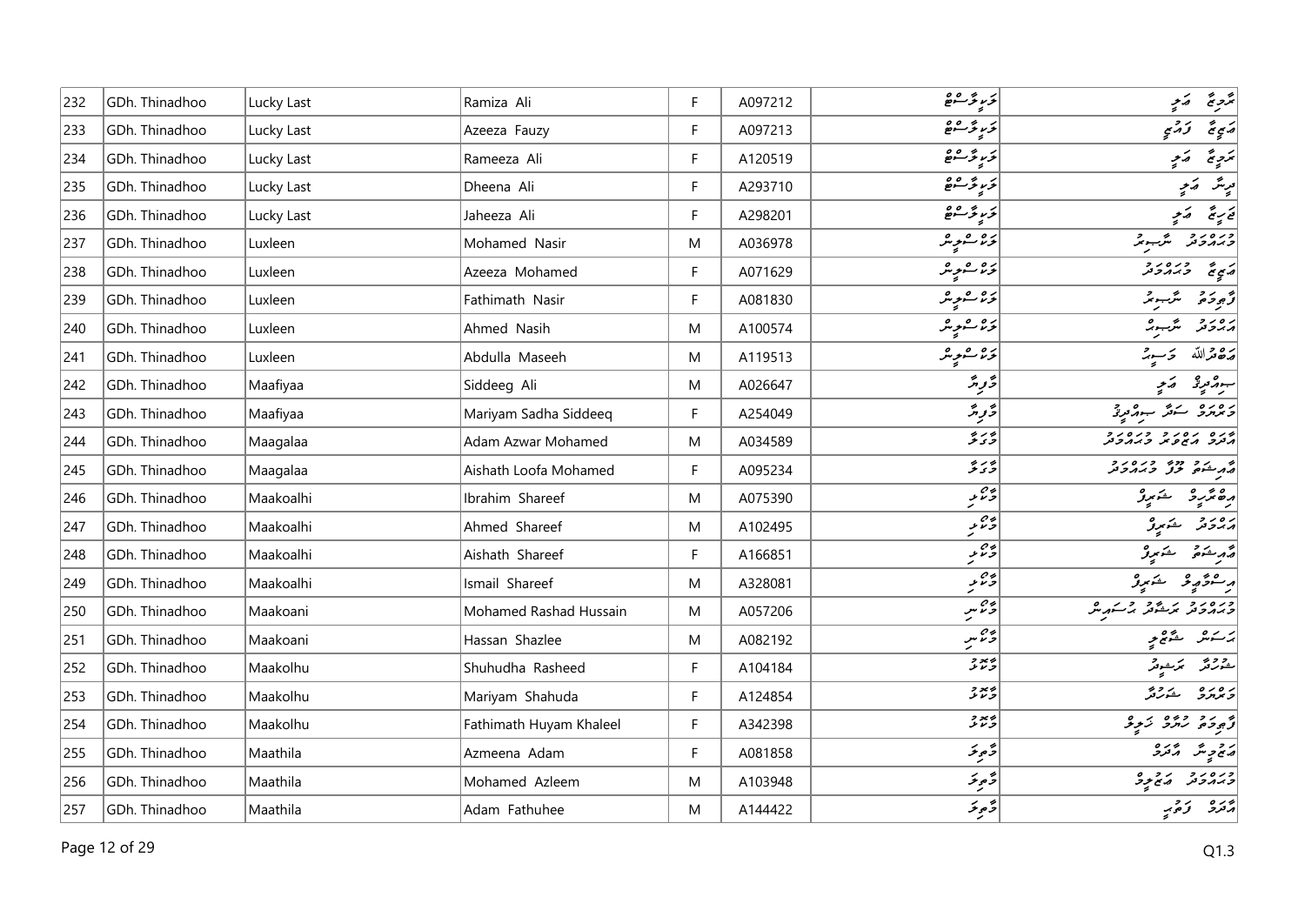| 232 | GDh. Thinadhoo | Lucky Last | Ramiza Ali | F | A097212 | ځَږِوُڪْھ | بَرُّوِجٌ   ړَمِ |
|---|---|---|---|---|---|---|---|
| 233 | GDh. Thinadhoo | Lucky Last | Azeeza Fauzy | F | A097213 | ځَږِوُڪْھ | ړَىِجٌ   وَړْىِ |
| 234 | GDh. Thinadhoo | Lucky Last | Rameeza Ali | F | A120519 | ځَږِوُڪْھ | بَرَوِجٌ   ړَمِ |
| 235 | GDh. Thinadhoo | Lucky Last | Dheena Ali | F | A293710 | ځَږِوُڪْھ | مِرِسٌ   ړَمِ |
| 236 | GDh. Thinadhoo | Lucky Last | Jaheeza Ali | F | A298201 | ځَږِوُڪْھ | قَرِجٌ   ړَمِ |
| 237 | GDh. Thinadhoo | Luxleen | Mohamed Nasir | M | A036978 | ځَرْڪْوِسْ | وِبَرْمُرَمْ   سَّرَّبِسِرُ |
| 238 | GDh. Thinadhoo | Luxleen | Azeeza Mohamed | F | A071629 | ځَرْڪْوِسْ | ړَىِجٌ   وِبَرْمُرَمْ |
| 239 | GDh. Thinadhoo | Luxleen | Fathimath Nasir | F | A081830 | ځَرْڪْوِسْ | وَّجِوَمْ   سَّرَّبِسِرُ |
| 240 | GDh. Thinadhoo | Luxleen | Ahmed Nasih | M | A100574 | ځَرْڪْوِسْ | ړَرْوَمْ   سَّرَّبِسِرُ |
| 241 | GDh. Thinadhoo | Luxleen | Abdulla Maseeh | M | A119513 | ځَرْڪْوِسْ | ړَھْمُرْاللّٰہ   وَسِبِرُ |
| 242 | GDh. Thinadhoo | Maafiyaa | Siddeeg Ali | M | A026647 | وُّوِرٌّ | سِوْمِرِوُ   ړَمِ |
| 243 | GDh. Thinadhoo | Maafiyaa | Mariyam Sadha Siddeeq | F | A254049 | وُّوِرٌّ | وَمْرَمْ   سَمَرٌّ   سِوْمِرِوُ |
| 244 | GDh. Thinadhoo | Maagalaa | Adam Azwar Mohamed | M | A034589 | وَّوَرٌّ | ړُمَرْ   ړَمْوَمْ   وِبَرْمُرَمْ |
| 245 | GDh. Thinadhoo | Maagalaa | Aishath Loofa Mohamed | F | A095234 | وَّوَرٌّ | ړُمِرْشَمْ   وُوٌّ   وِبَرْمُرَمْ |
| 246 | GDh. Thinadhoo | Maakoalhi | Ibrahim Shareef | M | A075390 | وُّمَّرِ | مِرھْمَّرِوْ   شَمِرِوْ |
| 247 | GDh. Thinadhoo | Maakoalhi | Ahmed Shareef | M | A102495 | وُّمَّرِ | ړَرْوَمْ   شَمِرِوْ |
| 248 | GDh. Thinadhoo | Maakoalhi | Aishath Shareef | F | A166851 | وُّمَّرِ | ړُمِرْشَمْ   شَمِرِوْ |
| 249 | GDh. Thinadhoo | Maakoalhi | Ismail Shareef | M | A328081 | وُّمَّرِ | مِرِسْوَّمِرِوْ   شَمِرِوْ |
| 250 | GDh. Thinadhoo | Maakoani | Mohamed Rashad Hussain | M | A057206 | وُّمَّسِرِ | وِبَرْمُرَمْ   بَرَشَّرْمُرْ   بُرْسَمِرِسْ |
| 251 | GDh. Thinadhoo | Maakoani | Hassan Shazlee | M | A082192 | وُّمَّسِرِ | بَرَسَسْ   شَّمْمِحِ |
| 252 | GDh. Thinadhoo | Maakolhu | Shuhudha Rasheed | F | A104184 | وُّمَرُ | شُرْرُمَّرْ   بَرَشِبِمْ |
| 253 | GDh. Thinadhoo | Maakolhu | Mariyam Shahuda | F | A124854 | وُّمَرُ | وَمْرَمْ   شَرُرْمَّرْ |
| 254 | GDh. Thinadhoo | Maakolhu | Fathimath Huyam Khaleel | F | A342398 | وُّمَرُ | وَّجِوَمْ   رُرُوْ   رَمِوْ |
| 255 | GDh. Thinadhoo | Maathila | Azmeena Adam | F | A081858 | وُّجِوَ | ړَمْحِسٌ   ړُمَرْ |
| 256 | GDh. Thinadhoo | Maathila | Mohamed Azleem | M | A103948 | وُّجِوَ | وِبَرْمُرَمْ   ړَمْحِوْ |
| 257 | GDh. Thinadhoo | Maathila | Adam Fathuhee | M | A144422 | وُّجِوَ | ړُمَرْ   وَمْبِر |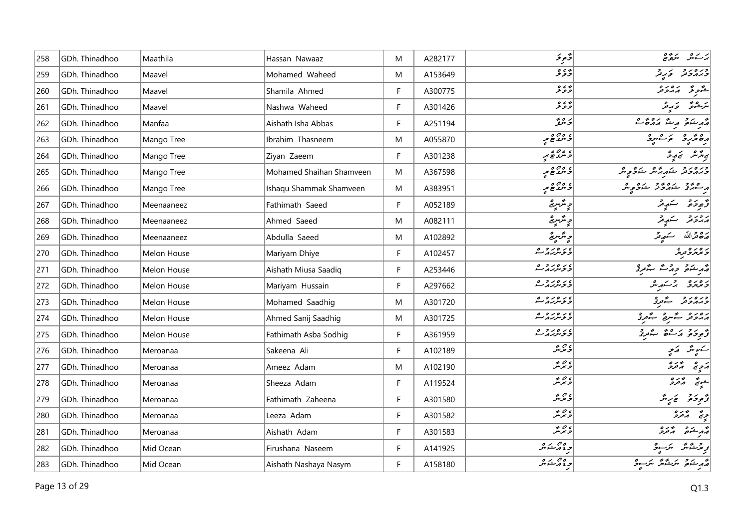| 258 | GDh. Thinadhoo | Maathila | Hassan Nawaaz | M | A282177 | މާތިލަ | ހަސަން ނަވާޒް |
|---|---|---|---|---|---|---|---|
| 259 | GDh. Thinadhoo | Maavel | Mohamed Waheed | M | A153649 | މާވެލް | މުހައްމަދު ވަހީދު |
| 260 | GDh. Thinadhoo | Maavel | Shamila Ahmed | F | A300775 | މާވެލް | ޝާމިލާ އަހްމަދު |
| 261 | GDh. Thinadhoo | Maavel | Nashwa Waheed | F | A301426 | މާވެލް | ނަޝްވާ ވަހީދު |
| 262 | GDh. Thinadhoo | Manfaa | Aishath Isha Abbas | F | A251194 | މަންފާ | އައިޝަތު އިޝާ އައްބާސް |
| 263 | GDh. Thinadhoo | Mango Tree | Ibrahim Thasneem | M | A055870 | މެންގޯ ޓްރީ | އިބްރާހީމް ތަސްނީމް |
| 264 | GDh. Thinadhoo | Mango Tree | Ziyan Zaeem | F | A301238 | މެންގޯ ޓްރީ | ޒިޔާން ޒައީމް |
| 265 | GDh. Thinadhoo | Mango Tree | Mohamed Shaihan Shamveen | M | A367598 | މެންގޯ ޓްރީ | މުހައްމަދު ޝައިހާން ޝަމްވީން |
| 266 | GDh. Thinadhoo | Mango Tree | Ishaqu Shammak Shamveen | M | A383951 | މެންގޯ ޓްރީ | އިސްޙާޤު ޝައްމާކު ޝަމްވީން |
| 267 | GDh. Thinadhoo | Meenaaneez | Fathimath Saeed | F | A052189 | މީނާނީޒް | ފާތިމަތު ސައީދު |
| 268 | GDh. Thinadhoo | Meenaaneez | Ahmed Saeed | M | A082111 | މީނާނީޒް | އަހްމަދު ސައީދު |
| 269 | GDh. Thinadhoo | Meenaaneez | Abdulla Saeed | M | A102892 | މީނާނީޒް | އަބްދުﷲ ސައީދު |
| 270 | GDh. Thinadhoo | Melon House | Mariyam Dhiye | F | A102457 | މެލަންހައުސް | މަރިޔަމްދިޔެ |
| 271 | GDh. Thinadhoo | Melon House | Aishath Miusa Saadiq | F | A253446 | މެލަންހައުސް | އައިޝަތު މިއުސާ ސާދިޤު |
| 272 | GDh. Thinadhoo | Melon House | Mariyam Hussain | F | A297662 | މެލަންހައުސް | މަރިޔަމް ހުސައިން |
| 273 | GDh. Thinadhoo | Melon House | Mohamed Saadhig | M | A301720 | މެލަންހައުސް | މުހައްމަދު ސާދިގު |
| 274 | GDh. Thinadhoo | Melon House | Ahmed Sanij Saadhig | M | A301725 | މެލަންހައުސް | އަހްމަދު ސާނިޖު ސާދިގު |
| 275 | GDh. Thinadhoo | Melon House | Fathimath Asba Sodhig | F | A361959 | މެލަންހައުސް | ފާތިމަތު އަސްބާ ސާދިގު |
| 276 | GDh. Thinadhoo | Meroanaa | Sakeena Ali | F | A102189 | މެރޯނާ | ސަކީނާ އަލި |
| 277 | GDh. Thinadhoo | Meroanaa | Ameez Adam | M | A102190 | މެރޯނާ | އަމީޒު އާދަމް |
| 278 | GDh. Thinadhoo | Meroanaa | Sheeza Adam | F | A119524 | މެރޯނާ | ޝީޒާ އާދަމް |
| 279 | GDh. Thinadhoo | Meroanaa | Fathimath Zaheena | F | A301580 | މެރޯނާ | ފާތިމަތު ޒަހީނާ |
| 280 | GDh. Thinadhoo | Meroanaa | Leeza Adam | F | A301582 | މެރޯނާ | ލީޒާ އާދަމް |
| 281 | GDh. Thinadhoo | Meroanaa | Aishath Adam | F | A301583 | މެރޯނާ | އައިޝަތު އާދަމް |
| 282 | GDh. Thinadhoo | Mid Ocean | Firushana Naseem | F | A141925 | މިޑްއޯޝަން | ފިރުޝާނާ ނަސީމް |
| 283 | GDh. Thinadhoo | Mid Ocean | Aishath Nashaya Nasym | F | A158180 | މިޑްއޯޝަން | އައިޝަތު ނަޝާޔާ ނަސީމް |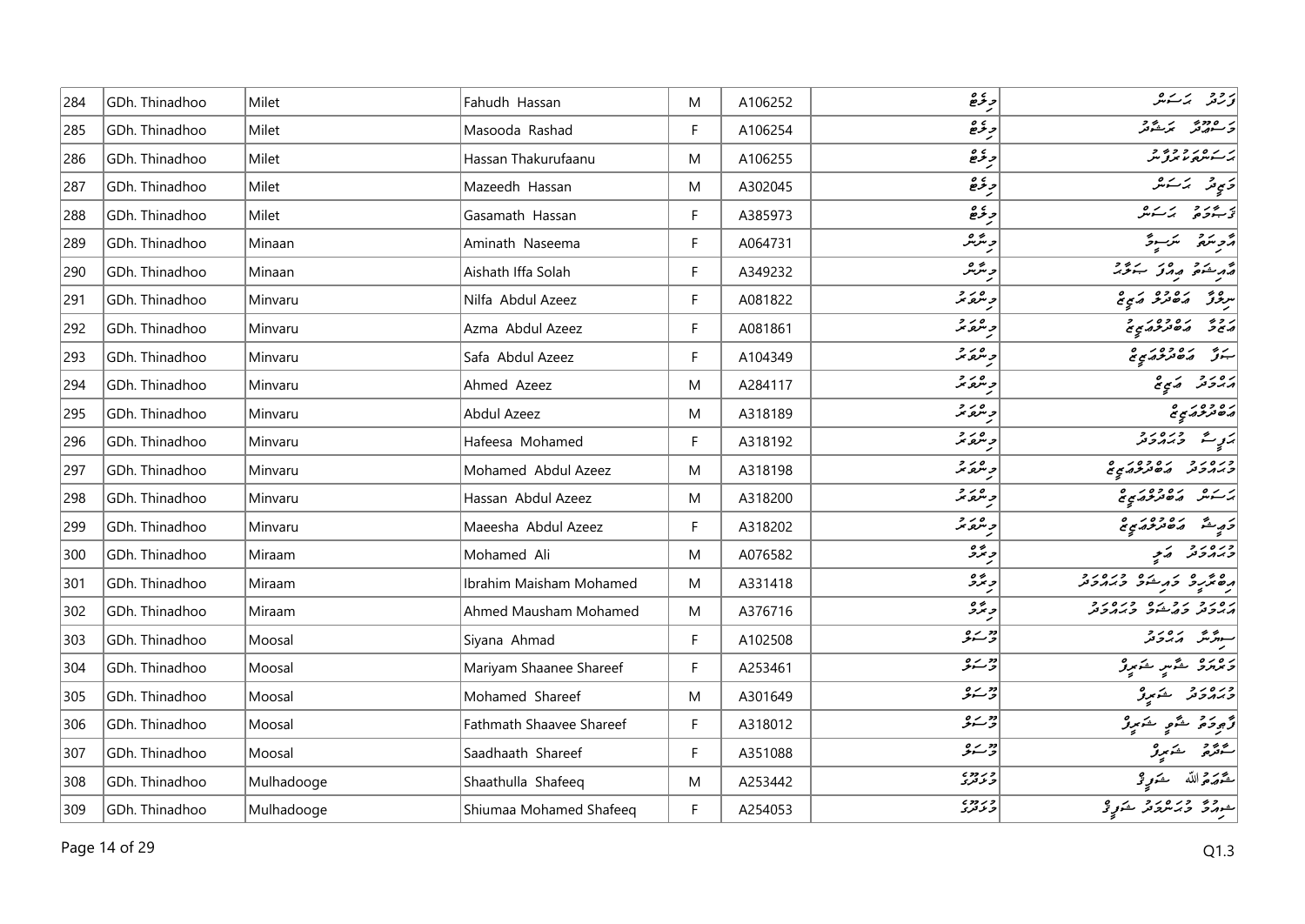| 284 | GDh. Thinadhoo | Milet | Fahudh Hassan | M | A106252 | މިލެޓް | ފަހުދު ހަސަން |
|---|---|---|---|---|---|---|---|
| 285 | GDh. Thinadhoo | Milet | Masooda Rashad | F | A106254 | މިލެޓް | މަސްޢޫދާ ރަޝާދު |
| 286 | GDh. Thinadhoo | Milet | Hassan Thakurufaanu | M | A106255 | މިލެޓް | ހަސަންތަކުރުފާނު |
| 287 | GDh. Thinadhoo | Milet | Mazeedh Hassan | M | A302045 | މިލެޓް | މަޒީދު ހަސަން |
| 288 | GDh. Thinadhoo | Milet | Gasamath Hassan | F | A385973 | މިލެޓް | ގަސަމަތު ހަސަން |
| 289 | GDh. Thinadhoo | Minaan | Aminath Naseema | F | A064731 | މިނާން | އާމިނަތު ނަސީމާ |
| 290 | GDh. Thinadhoo | Minaan | Aishath Iffa Solah | F | A349232 | މިނާން | އާއިޝަތު އިއްފާ ޞަލާހް |
| 291 | GDh. Thinadhoo | Minvaru | Nilfa Abdul Azeez | F | A081822 | މިންވަރު | ނިލްފާ އަބްދުލް އަޒީޒް |
| 292 | GDh. Thinadhoo | Minvaru | Azma Abdul Azeez | F | A081861 | މިންވަރު | އަޒްމާ އަބްދުލްއަޒީޒް |
| 293 | GDh. Thinadhoo | Minvaru | Safa Abdul Azeez | F | A104349 | މިންވަރު | ސަފާ އަބްދުލްއަޒީޒް |
| 294 | GDh. Thinadhoo | Minvaru | Ahmed Azeez | M | A284117 | މިންވަރު | އަޙްމަދު އަޒީޒް |
| 295 | GDh. Thinadhoo | Minvaru | Abdul Azeez | M | A318189 | މިންވަރު | އަބްދުލްއަޒީޒް |
| 296 | GDh. Thinadhoo | Minvaru | Hafeesa Mohamed | F | A318192 | މިންވަރު | ހަފީސާ މުޙައްމަދު |
| 297 | GDh. Thinadhoo | Minvaru | Mohamed Abdul Azeez | M | A318198 | މިންވަރު | މުޙައްމަދު އަބްދުލްއަޒީޒް |
| 298 | GDh. Thinadhoo | Minvaru | Hassan Abdul Azeez | M | A318200 | މިންވަރު | ހަސަން އަބްދުލްއަޒީޒް |
| 299 | GDh. Thinadhoo | Minvaru | Maeesha Abdul Azeez | F | A318202 | މިންވަރު | މައީޝާ އަބްދުލްއަޒީޒް |
| 300 | GDh. Thinadhoo | Miraam | Mohamed Ali | M | A076582 | މިރާމް | މުޙައްމަދު އަލި |
| 301 | GDh. Thinadhoo | Miraam | Ibrahim Maisham Mohamed | M | A331418 | މިރާމް | އިބްރާހީމް މައިޝަމް މުޙައްމަދު |
| 302 | GDh. Thinadhoo | Miraam | Ahmed Mausham Mohamed | M | A376716 | މިރާމް | އަޙްމަދު މައުޝަމް މުޙައްމަދު |
| 303 | GDh. Thinadhoo | Moosal | Siyana Ahmad | F | A102508 | މޫސަލް | ސިޔާނާ އަޙްމަދު |
| 304 | GDh. Thinadhoo | Moosal | Mariyam Shaanee Shareef | F | A253461 | މޫސަލް | މަރިޔަމް ޝާނީ ޝަރީފް |
| 305 | GDh. Thinadhoo | Moosal | Mohamed Shareef | M | A301649 | މޫސަލް | މުޙައްމަދު ޝަރީފް |
| 306 | GDh. Thinadhoo | Moosal | Fathmath Shaavee Shareef | F | A318012 | މޫސަލް | ފާތިމަތު ޝާވީ ޝަރީފް |
| 307 | GDh. Thinadhoo | Moosal | Saadhaath Shareef | F | A351088 | މޫސަލް | ސާދާތު ޝަރީފް |
| 308 | GDh. Thinadhoo | Mulhadooge | Shaathulla Shafeeq | M | A253442 | މުޅަދޫގެ | ޝާތުﷲ ޝަފީޤު |
| 309 | GDh. Thinadhoo | Mulhadooge | Shiumaa Mohamed Shafeeq | F | A254053 | މުޅަދޫގެ | ޝިއުމާ މުޙައްމަދު ޝަފީޤު |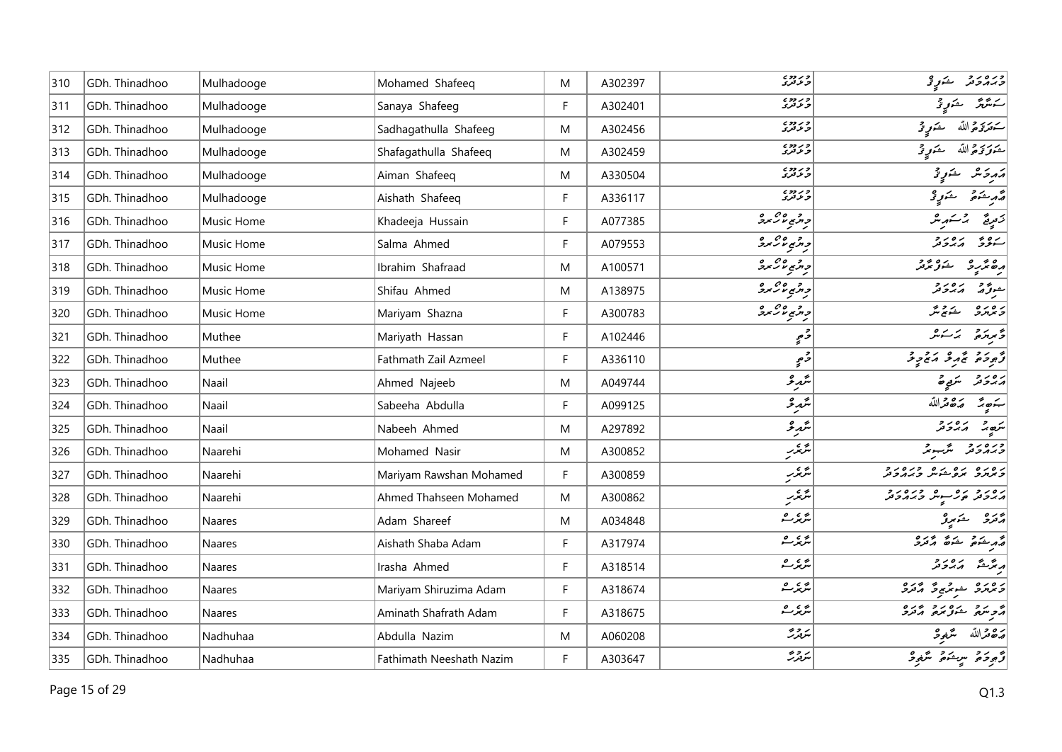| 310 | GDh. Thinadhoo | Mulhadooge | Mohamed Shafeeq | M | A302397 | މުޅަދޫގެ | މުހައްމަދު ޝަފީޤު |
|---|---|---|---|---|---|---|---|
| 311 | GDh. Thinadhoo | Mulhadooge | Sanaya Shafeeg | F | A302401 | މުޅަދޫގެ | ސަނާޔާ ޝަފީޤު |
| 312 | GDh. Thinadhoo | Mulhadooge | Sadhagathulla Shafeeg | M | A302456 | މުޅަދޫގެ | ސަދަޤަތުﷲ ޝަފީޤު |
| 313 | GDh. Thinadhoo | Mulhadooge | Shafagathulla Shafeeq | M | A302459 | މުޅަދޫގެ | ޝަފަޤަތުﷲ ޝަފީޤު |
| 314 | GDh. Thinadhoo | Mulhadooge | Aiman Shafeeq | M | A330504 | މުޅަދޫގެ | އައިމަން ޝަފީޤު |
| 315 | GDh. Thinadhoo | Mulhadooge | Aishath Shafeeq | F | A336117 | މުޅަދޫގެ | އާއިޝަތު ޝަފީޤު |
| 316 | GDh. Thinadhoo | Music Home | Khadeeja Hussain | F | A077385 | މިއުޒިކްހޯމް | ޚަދީޖާ ހުސައިން |
| 317 | GDh. Thinadhoo | Music Home | Salma Ahmed | F | A079553 | މިއުޒިކްހޯމް | ސަލްމާ އަޙްމަދު |
| 318 | GDh. Thinadhoo | Music Home | Ibrahim Shafraad | M | A100571 | މިއުޒިކްހޯމް | އިބްރާހިމް ޝަފްރާދު |
| 319 | GDh. Thinadhoo | Music Home | Shifau Ahmed | M | A138975 | މިއުޒިކްހޯމް | ޝިފާއު އަޙްމަދު |
| 320 | GDh. Thinadhoo | Music Home | Mariyam Shazna | F | A300783 | މިއުޒިކްހޯމް | މަރިޔަމް ޝަޒްނާ |
| 321 | GDh. Thinadhoo | Muthee | Mariyath Hassan | F | A102446 | މުތީ | މާރިޔަތު ހަސަން |
| 322 | GDh. Thinadhoo | Muthee | Fathmath Zail Azmeel | F | A336110 | މުތީ | ފާތިމަތު ޒާއިލް އަޒްމީލް |
| 323 | GDh. Thinadhoo | Naail | Ahmed Najeeb | M | A049744 | ނާއިލް | އަޙްމަދު ނަޖީބު |
| 324 | GDh. Thinadhoo | Naail | Sabeeha Abdulla | F | A099125 | ނާއިލް | ސަބީހާ އަބްދުﷲ |
| 325 | GDh. Thinadhoo | Naail | Nabeeh Ahmed | M | A297892 | ނާއިލް | ނަބީހު އަޙްމަދު |
| 326 | GDh. Thinadhoo | Naarehi | Mohamed Nasir | M | A300852 | ނާރެހި | މުހައްމަދު ނާސިރު |
| 327 | GDh. Thinadhoo | Naarehi | Mariyam Rawshan Mohamed | F | A300859 | ނާރެހި | މަރިޔަމް ރަވްޝަން މުހައްމަދު |
| 328 | GDh. Thinadhoo | Naarehi | Ahmed Thahseen Mohamed | M | A300862 | ނާރެހި | އަޙްމަދު ތަހްސީން މުހައްމަދު |
| 329 | GDh. Thinadhoo | Naares | Adam Shareef | M | A034848 | ނާރެސް | އާދަމް ޝަރީފު |
| 330 | GDh. Thinadhoo | Naares | Aishath Shaba Adam | F | A317974 | ނާރެސް | އާއިޝަތު ޝަބާ އާދަމް |
| 331 | GDh. Thinadhoo | Naares | Irasha Ahmed | F | A318514 | ނާރެސް | އިރާޝާ އަޙްމަދު |
| 332 | GDh. Thinadhoo | Naares | Mariyam Shiruzima Adam | F | A318674 | ނާރެސް | މަރިޔަމް ޝިރުޒިމާ އާދަމް |
| 333 | GDh. Thinadhoo | Naares | Aminath Shafrath Adam | F | A318675 | ނާރެސް | އާމިނަތު ޝަފްރަތު އާދަމް |
| 334 | GDh. Thinadhoo | Nadhuhaa | Abdulla Nazim | M | A060208 | ނަދުހާ | އަބްދުﷲ ނާޒިމް |
| 335 | GDh. Thinadhoo | Nadhuhaa | Fathimath Neeshath Nazim | F | A303647 | ނަދުހާ | ފާތިމަތު ނީޝަތު ނާޒިމް |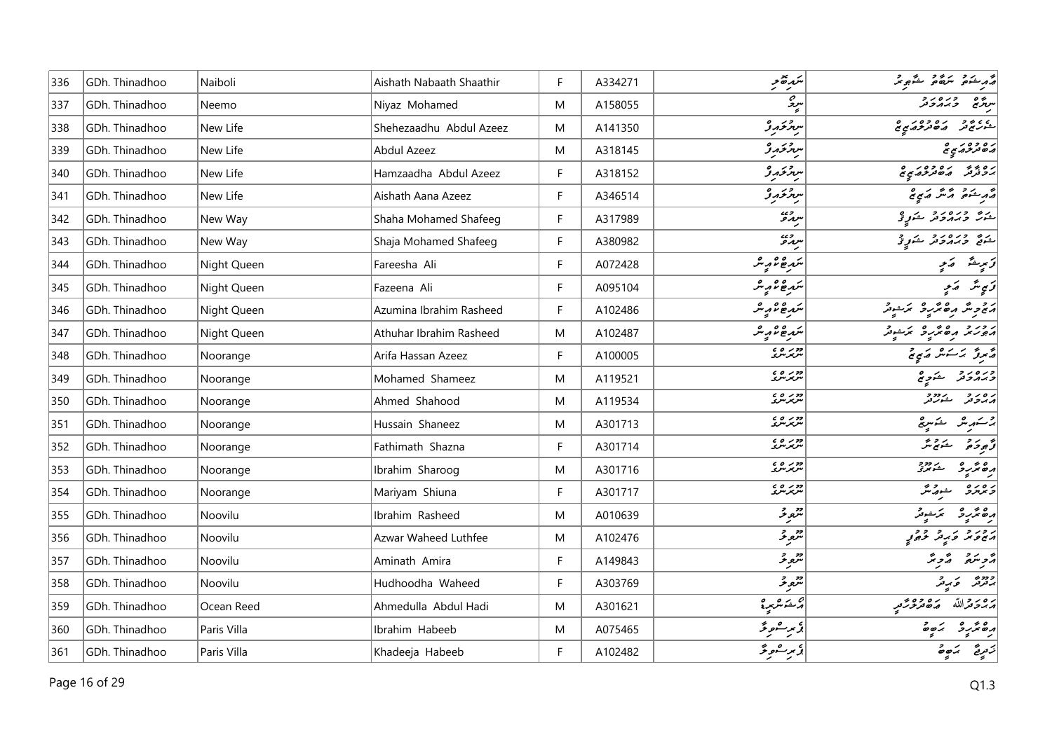| 336 | GDh. Thinadhoo | Naiboli | Aishath Nabaath Shaathir | F | A334271 | سَرَەِھَوِ | ۂَمِرْشَوْ سَرَّەْ شَّوِبْر |
|---|---|---|---|---|---|---|---|
| 337 | GDh. Thinadhoo | Neemo | Niyaz Mohamed | M | A158055 | سِرِچْ | سِرْگَّج وِبَرَہْدُونَر |
| 338 | GDh. Thinadhoo | New Life | Shehezaadhu Abdul Azeez | M | A141350 | سِرْدُرَہِرْوُ | شَرِيَّجَوْ رَەْ وَوْ وَرَبِّيْ |
| 339 | GDh. Thinadhoo | New Life | Abdul Azeez | M | A318145 | سِرْدُرَہِرْوُ | رَەْ وَوْ وَرَبِّيْ |
| 340 | GDh. Thinadhoo | New Life | Hamzaadha Abdul Azeez | F | A318152 | سِرْدُرَہِرْوُ | بَرْوِدَّ رَەْ وَوْ وَرَبِّيْ |
| 341 | GDh. Thinadhoo | New Life | Aishath Aana Azeez | F | A346514 | سِرْدُرَہِرْوُ | ۂَمِرْشَوْ ۂَسَّ ۂَبِيْ |
| 342 | GDh. Thinadhoo | New Way | Shaha Mohamed Shafeeg | F | A317989 | سِرْہُوْ | شَرَّ وِبَرَہْدُونَر شَوِرِیْ |
| 343 | GDh. Thinadhoo | New Way | Shaja Mohamed Shafeeg | F | A380982 | سِرْہُوْ | شَرَجَّ وِبَرَہْدُونَر شَوِرِیْ |
| 344 | GDh. Thinadhoo | Night Queen | Fareesha Ali | F | A072428 | سَرِہْھُوْہِسْ | وَبِرِشَّ ۂَمِ |
| 345 | GDh. Thinadhoo | Night Queen | Fazeena Ali | F | A095104 | سَرِہْھُوْہِسْ | وَبِسْ ۂَمِ |
| 346 | GDh. Thinadhoo | Night Queen | Azumina Ibrahim Rasheed | F | A102486 | سَرِہْھُوْہِسْ | ۂَجُوِسْ ۂِەْبَرَّہِیْ بَرَشِیْدُ |
| 347 | GDh. Thinadhoo | Night Queen | Athuhar Ibrahim Rasheed | M | A102487 | سَرِہْھُوْہِسْ | ۂَوُرَبْ ۂِەْبَرَّہِیْ بَرَشِیْدُ |
| 348 | GDh. Thinadhoo | Noorange | Arifa Hassan Azeez | F | A100005 | سُرَرِسْڊْ | ۂَبِرِوُ بَرَسَسْ ۂَبِيْ |
| 349 | GDh. Thinadhoo | Noorange | Mohamed Shameez | M | A119521 | سُرَرِسْڊْ | وِبَرَہْدُونَر شَوِجْ |
| 350 | GDh. Thinadhoo | Noorange | Ahmed Shahood | M | A119534 | سُرَرِسْڊْ | ۂَرْوِدْ شَرُوْدْ |
| 351 | GDh. Thinadhoo | Noorange | Hussain Shaneez | M | A301713 | سُرَرِسْڊْ | بْرُسَہِرْسْ شَسِرِجْ |
| 352 | GDh. Thinadhoo | Noorange | Fathimath Shazna | F | A301714 | سُرَرِسْڊْ | وَّجِوَوْ شَجْسَّ |
| 353 | GDh. Thinadhoo | Noorange | Ibrahim Sharoog | M | A301716 | سُرَرِسْڊْ | ۂِەْبَرَّہِیْ شَرُوْیْ |
| 354 | GDh. Thinadhoo | Noorange | Mariyam Shiuna | F | A301717 | سُرَرِسْڊْ | وَبْرَہْرُ شِہْرُسَّ |
| 355 | GDh. Thinadhoo | Noovilu | Ibrahim Rasheed | M | A010639 | سُرِوِ | ۂِەْبَرَّہِیْ بَرَشِیْدُ |
| 356 | GDh. Thinadhoo | Noovilu | Azwar Waheed Luthfee | M | A102476 | سُرِوِ | ۂَجْوَبْر وَبِرْدُ وُجْوِ |
| 357 | GDh. Thinadhoo | Noovilu | Aminath Amira | F | A149843 | سُرِوِ | ۂَوِسَوْ ۂَوِبَّ |
| 358 | GDh. Thinadhoo | Noovilu | Hudhoodha Waheed | F | A303769 | سُرِوِ | بُرُوْدُ وَبِرْدُ |
| 359 | GDh. Thinadhoo | Ocean Reed | Ahmedulla Abdul Hadi | M | A301621 | ۂُشَسْبِرِدْ | ۂَرْوِدُاللہ ۂَەْوَوْرُوِ |
| 360 | GDh. Thinadhoo | Paris Villa | Ibrahim Habeeb | M | A075465 | ۂُرِسْوِوَّ | ۂِەْبَرَّہِیْ بَرَھِھْ |
| 361 | GDh. Thinadhoo | Paris Villa | Khadeeja Habeeb | F | A102482 | ۂُرِسْوِوَّ | زَمِرِجَّ بَرَھِھْ |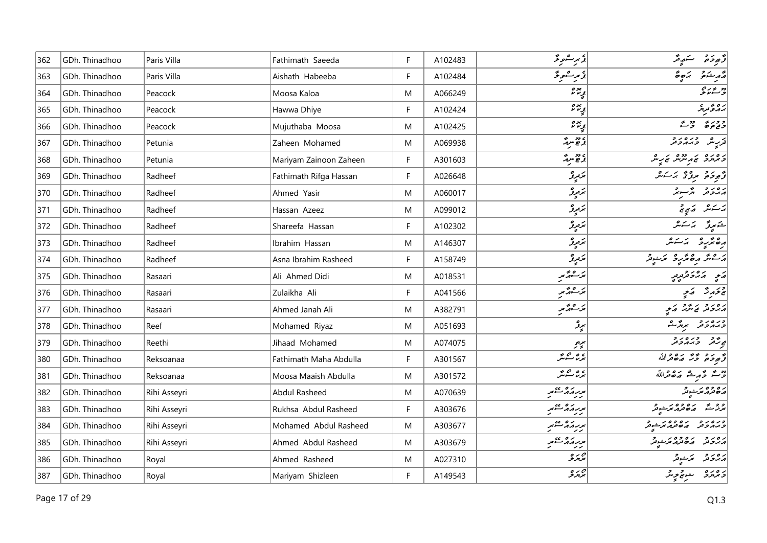| 362 | GDh. Thinadhoo | Paris Villa | Fathimath Saeeda | F | A102483 | پُرِسْوِڤَ | ﷺ ﷺ |
|---|---|---|---|---|---|---|---|
| 363 | GDh. Thinadhoo | Paris Villa | Aishath Habeeba | F | A102484 | پُرِسْوِڤَ | ﷺ ﷺ |
| 364 | GDh. Thinadhoo | Peacock | Moosa Kaloa | M | A066249 | پِيكَكْ | ﷺ |
| 365 | GDh. Thinadhoo | Peacock | Hawwa Dhiye | F | A102424 | پِيكَكْ | ﷺ |
| 366 | GDh. Thinadhoo | Peacock | Mujuthaba Moosa | M | A102425 | پِيكَكْ | ﷺ ﷺ |
| 367 | GDh. Thinadhoo | Petunia | Zaheen Mohamed | M | A069938 | ﷺ | ﷺ ﷺ |
| 368 | GDh. Thinadhoo | Petunia | Mariyam Zainoon Zaheen | F | A301603 | ﷺ | ﷺ ﷺ ﷺ |
| 369 | GDh. Thinadhoo | Radheef | Fathimath Rifga Hassan | F | A026648 | ﷺ | ﷺ ﷺ ﷺ |
| 370 | GDh. Thinadhoo | Radheef | Ahmed Yasir | M | A060017 | ﷺ | ﷺ ﷺ |
| 371 | GDh. Thinadhoo | Radheef | Hassan Azeez | M | A099012 | ﷺ | ﷺ ﷺ |
| 372 | GDh. Thinadhoo | Radheef | Shareefa Hassan | F | A102302 | ﷺ | ﷺ ﷺ |
| 373 | GDh. Thinadhoo | Radheef | Ibrahim Hassan | M | A146307 | ﷺ | ﷺ ﷺ |
| 374 | GDh. Thinadhoo | Radheef | Asna Ibrahim Rasheed | F | A158749 | ﷺ | ﷺ ﷺ ﷺ |
| 375 | GDh. Thinadhoo | Rasaari | Ali Ahmed Didi | M | A018531 | ﷺ | ﷺ ﷺ |
| 376 | GDh. Thinadhoo | Rasaari | Zulaikha Ali | F | A041566 | ﷺ | ﷺ ﷺ |
| 377 | GDh. Thinadhoo | Rasaari | Ahmed Janah Ali | M | A382791 | ﷺ | ﷺ ﷺ ﷺ |
| 378 | GDh. Thinadhoo | Reef | Mohamed Riyaz | M | A051693 | ﷺ | ﷺ ﷺ |
| 379 | GDh. Thinadhoo | Reethi | Jihaad Mohamed | M | A074075 | ﷺ | ﷺ ﷺ |
| 380 | GDh. Thinadhoo | Reksoanaa | Fathimath Maha Abdulla | F | A301567 | ﷺ | ﷺ ﷺ ﷺ |
| 381 | GDh. Thinadhoo | Reksoanaa | Moosa Maaish Abdulla | M | A301572 | ﷺ | ﷺ ﷺ ﷺ |
| 382 | GDh. Thinadhoo | Rihi Asseyri | Abdul Rasheed | M | A070639 | ﷺ | ﷺ |
| 383 | GDh. Thinadhoo | Rihi Asseyri | Rukhsa Abdul Rasheed | F | A303676 | ﷺ | ﷺ ﷺ |
| 384 | GDh. Thinadhoo | Rihi Asseyri | Mohamed Abdul Rasheed | M | A303677 | ﷺ | ﷺ ﷺ |
| 385 | GDh. Thinadhoo | Rihi Asseyri | Ahmed Abdul Rasheed | M | A303679 | ﷺ | ﷺ ﷺ |
| 386 | GDh. Thinadhoo | Royal | Ahmed Rasheed | M | A027310 | ﷺ | ﷺ ﷺ |
| 387 | GDh. Thinadhoo | Royal | Mariyam Shizleen | F | A149543 | ﷺ | ﷺ ﷺ |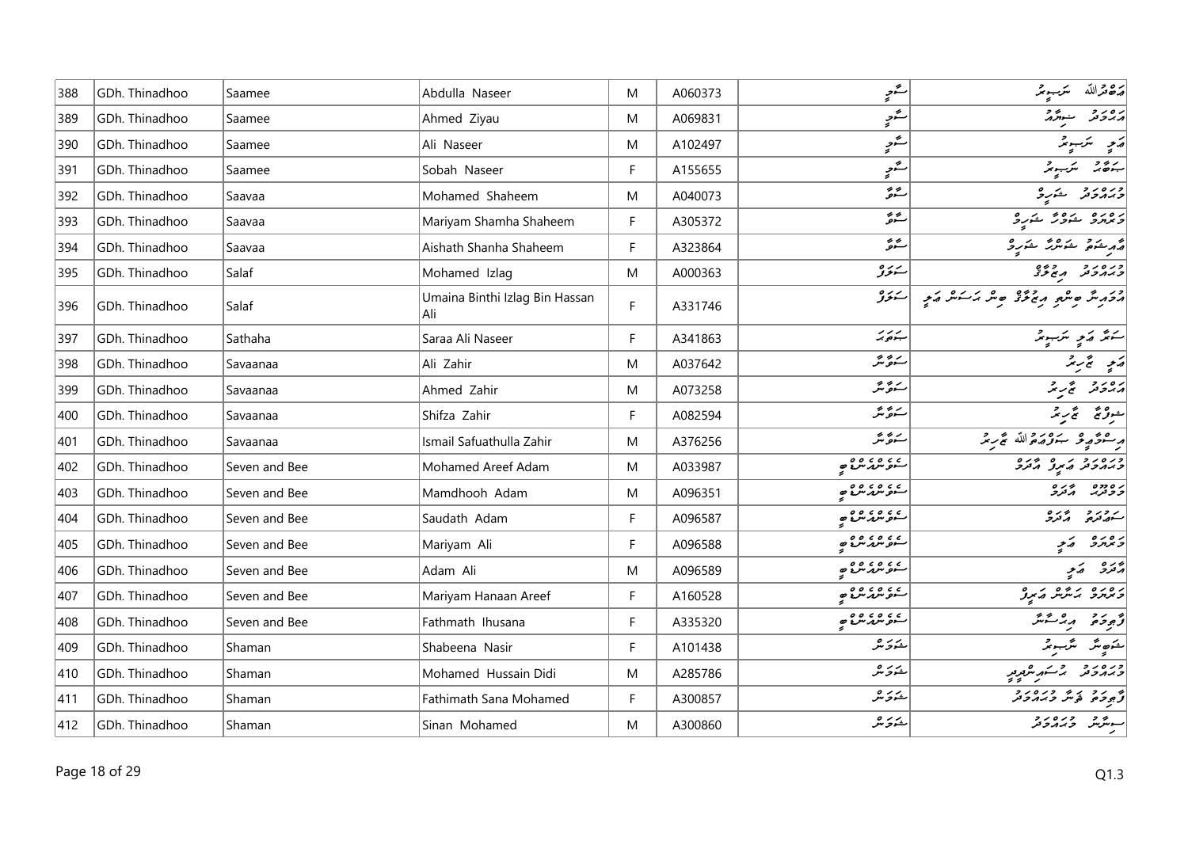| 388 | GDh. Thinadhoo | Saamee | Abdulla Naseer | M | A060373 | ސާމީ | އަބްދުﷲ ނަސީރު |
|---|---|---|---|---|---|---|---|
| 389 | GDh. Thinadhoo | Saamee | Ahmed Ziyau | M | A069831 | ސާމީ | އަޙްމަދު ޒިޔާއު |
| 390 | GDh. Thinadhoo | Saamee | Ali Naseer | M | A102497 | ސާމީ | އަލި ނަސީރު |
| 391 | GDh. Thinadhoo | Saamee | Sobah Naseer | F | A155655 | ސާމީ | ޞަބާޙް ނަސީރު |
| 392 | GDh. Thinadhoo | Saavaa | Mohamed Shaheem | M | A040073 | ސާވާ | މުޙައްމަދު ޝަހީމް |
| 393 | GDh. Thinadhoo | Saavaa | Mariyam Shamha Shaheem | F | A305372 | ސާވާ | މަރިޔަމް ޝަމްހާ ޝަހީމް |
| 394 | GDh. Thinadhoo | Saavaa | Aishath Shanha Shaheem | F | A323864 | ސާވާ | އާއިޝަތު ޝަންހާ ޝަހީމް |
| 395 | GDh. Thinadhoo | Salaf | Mohamed Izlag | M | A000363 | ސަލަފް | މުޙައްމަދު އިޒްލާގް |
| 396 | GDh. Thinadhoo | Salaf | Umaina Binthi Izlag Bin Hassan Ali | F | A331746 | ސަލަފް | އުމައިނާ ބިންތި އިޒްލާގް ބިން ހަސަން އަލި |
| 397 | GDh. Thinadhoo | Sathaha | Saraa Ali Naseer | F | A341863 | ސަތަހަ | ސަރާ އަލި ނަސީރު |
| 398 | GDh. Thinadhoo | Savaanaa | Ali Zahir | M | A037642 | ސަވާނާ | އަލި ޒާހިރު |
| 399 | GDh. Thinadhoo | Savaanaa | Ahmed Zahir | M | A073258 | ސަވާނާ | އަޙްމަދު ޒާހިރު |
| 400 | GDh. Thinadhoo | Savaanaa | Shifza Zahir | F | A082594 | ސަވާނާ | ޝިފްޒާ ޒާހިރު |
| 401 | GDh. Thinadhoo | Savaanaa | Ismail Safuathulla Zahir | M | A376256 | ސަވާނާ | އިސްމާޢީލް ޞަފްވަތުﷲ ޒާހިރު |
| 402 | GDh. Thinadhoo | Seven and Bee | Mohamed Areef Adam | M | A033987 | ސެވަންއެންޑްބީ | މުޙައްމަދު އަރީފް އާދަމް |
| 403 | GDh. Thinadhoo | Seven and Bee | Mamdhooh Adam | M | A096351 | ސެވަންއެންޑްބީ | މަމްދޫޙް އާދަމް |
| 404 | GDh. Thinadhoo | Seven and Bee | Saudath Adam | F | A096587 | ސެވަންއެންޑްބީ | ސައުދަތު އާދަމް |
| 405 | GDh. Thinadhoo | Seven and Bee | Mariyam Ali | F | A096588 | ސެވަންއެންޑްބީ | މަރިޔަމް އަލި |
| 406 | GDh. Thinadhoo | Seven and Bee | Adam Ali | M | A096589 | ސެވަންއެންޑްބީ | އާދަމް އަލި |
| 407 | GDh. Thinadhoo | Seven and Bee | Mariyam Hanaan Areef | F | A160528 | ސެވަންއެންޑްބީ | މަރިޔަމް ހަނާން އަރީފް |
| 408 | GDh. Thinadhoo | Seven and Bee | Fathmath Ihusana | F | A335320 | ސެވަންއެންޑްބީ | ފާތިމަތު އިޙްސާނާ |
| 409 | GDh. Thinadhoo | Shaman | Shabeena Nasir | F | A101438 | ޝަމަން | ޝަބީނާ ނާސިރު |
| 410 | GDh. Thinadhoo | Shaman | Mohamed Hussain Didi | M | A285786 | ޝަމަން | މުޙައްމަދު ހުސައިންދީދީ |
| 411 | GDh. Thinadhoo | Shaman | Fathimath Sana Mohamed | F | A300857 | ޝަމަން | ފާތިމަތު ސަނާ މުޙައްމަދު |
| 412 | GDh. Thinadhoo | Shaman | Sinan Mohamed | M | A300860 | ޝަމަން | ސިނާން މުޙައްމަދު |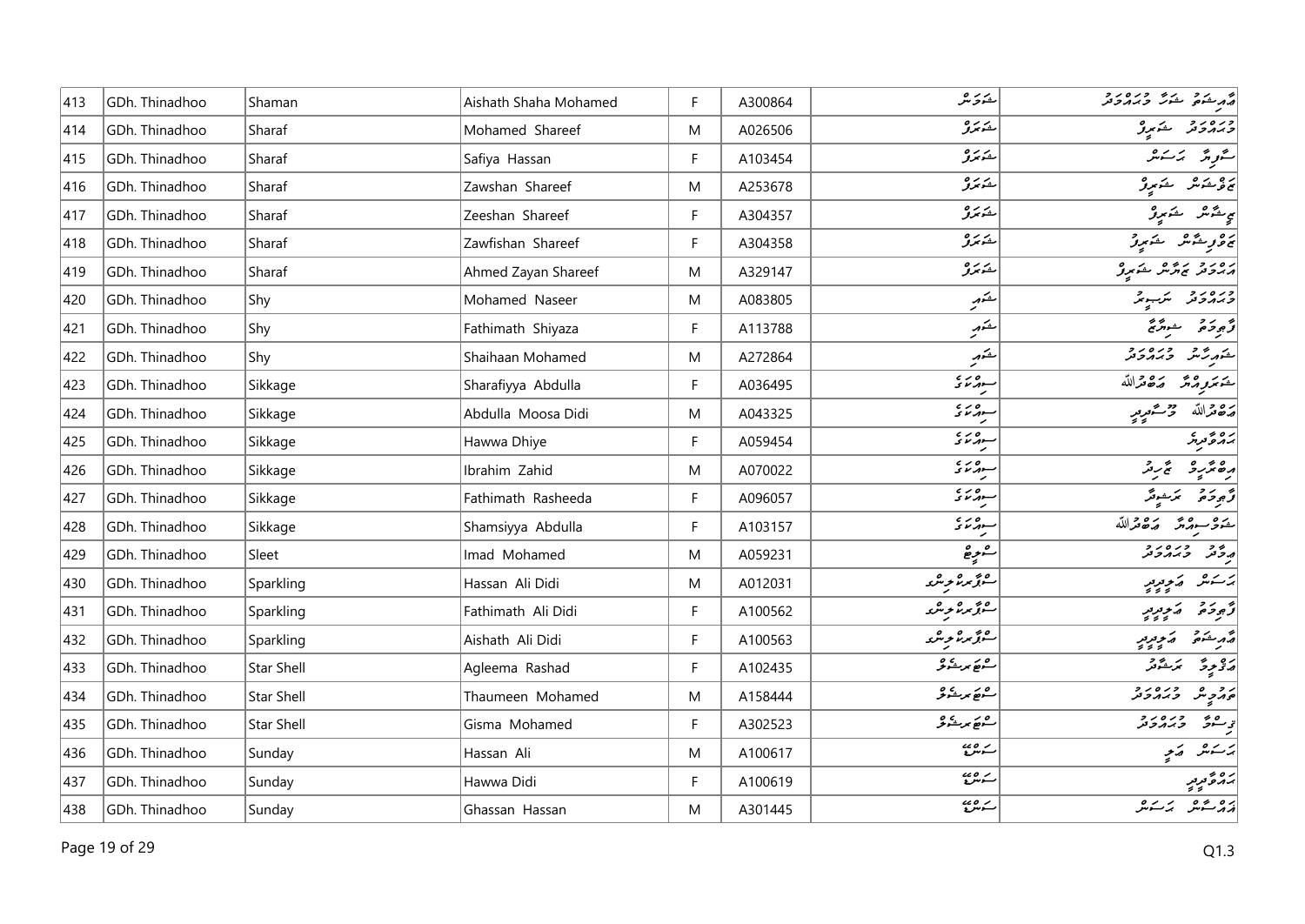| 413 | GDh. Thinadhoo | Shaman | Aishath Shaha Mohamed | F | A300864 | ޝަމަން | އައިޝަތު ޝަހާ މުހައްމަދު |
|---|---|---|---|---|---|---|---|
| 414 | GDh. Thinadhoo | Sharaf | Mohamed Shareef | M | A026506 | ޝަރަފު | މުހައްމަދު ޝަރީފު |
| 415 | GDh. Thinadhoo | Sharaf | Safiya Hassan | F | A103454 | ޝަރަފު | ސާފިޔާ ހަސަން |
| 416 | GDh. Thinadhoo | Sharaf | Zawshan Shareef | M | A253678 | ޝަރަފު | ޒަވްޝަން ޝަރީފު |
| 417 | GDh. Thinadhoo | Sharaf | Zeeshan Shareef | F | A304357 | ޝަރަފު | ޒީޝާން ޝަރީފު |
| 418 | GDh. Thinadhoo | Sharaf | Zawfishan Shareef | F | A304358 | ޝަރަފު | ޒަވްފިޝާން ޝަރީފު |
| 419 | GDh. Thinadhoo | Sharaf | Ahmed Zayan Shareef | M | A329147 | ޝަރަފު | އަހްމަދު ޒަޔާން ޝަރީފު |
| 420 | GDh. Thinadhoo | Shy | Mohamed Naseer | M | A083805 | ޝައި | މުހައްމަދު ނަސީރު |
| 421 | GDh. Thinadhoo | Shy | Fathimath Shiyaza | F | A113788 | ޝައި | ފާތިމަތު ޝިޔާޒާ |
| 422 | GDh. Thinadhoo | Shy | Shaihaan Mohamed | M | A272864 | ޝައި | ޝައިހާން މުހައްމަދު |
| 423 | GDh. Thinadhoo | Sikkage | Sharafiyya Abdulla | F | A036495 | ސިއްކަގެ | ޝަރަފިއްޔާ އަބްދުﷲ |
| 424 | GDh. Thinadhoo | Sikkage | Abdulla Moosa Didi | M | A043325 | ސިއްކަގެ | އަބްދުﷲ މޫސާދީދީ |
| 425 | GDh. Thinadhoo | Sikkage | Hawwa Dhiye | F | A059454 | ސިއްކަގެ | ހައްވާދިޔެ |
| 426 | GDh. Thinadhoo | Sikkage | Ibrahim Zahid | M | A070022 | ސިއްކަގެ | އިބްރާހިމް ޒާހިދު |
| 427 | GDh. Thinadhoo | Sikkage | Fathimath Rasheeda | F | A096057 | ސިއްކަގެ | ފާތިމަތު ރަޝީދާ |
| 428 | GDh. Thinadhoo | Sikkage | Shamsiyya Abdulla | F | A103157 | ސިއްކަގެ | ޝަމްސިއްޔާ އަބްދުﷲ |
| 429 | GDh. Thinadhoo | Sleet | Imad Mohamed | M | A059231 | ސްލީޓް | އިމާދު މުހައްމަދު |
| 430 | GDh. Thinadhoo | Sparkling | Hassan Ali Didi | M | A012031 | ސްޕާކްލިންގ | ހަސަން އަލިދީދީ |
| 431 | GDh. Thinadhoo | Sparkling | Fathimath Ali Didi | F | A100562 | ސްޕާކްލިންގ | ފާތިމަތު އަލިދީދީ |
| 432 | GDh. Thinadhoo | Sparkling | Aishath Ali Didi | F | A100563 | ސްޕާކްލިންގ | އައިޝަތު އަލިދީދީ |
| 433 | GDh. Thinadhoo | Star Shell | Agleema Rashad | F | A102435 | ސްޓާރޝެލް | އަގްލީމާ ރަޝާދު |
| 434 | GDh. Thinadhoo | Star Shell | Thaumeen Mohamed | M | A158444 | ސްޓާރޝެލް | ތައުމީން މުހައްމަދު |
| 435 | GDh. Thinadhoo | Star Shell | Gisma Mohamed | F | A302523 | ސްޓާރޝެލް | ގިސްމާ މުހައްމަދު |
| 436 | GDh. Thinadhoo | Sunday | Hassan Ali | M | A100617 | ސަންޑޭ | ހަސަން އަލި |
| 437 | GDh. Thinadhoo | Sunday | Hawwa Didi | F | A100619 | ސަންޑޭ | ހައްވާދީދީ |
| 438 | GDh. Thinadhoo | Sunday | Ghassan Hassan | M | A301445 | ސަންޑޭ | ޣައްސާން ހަސަން |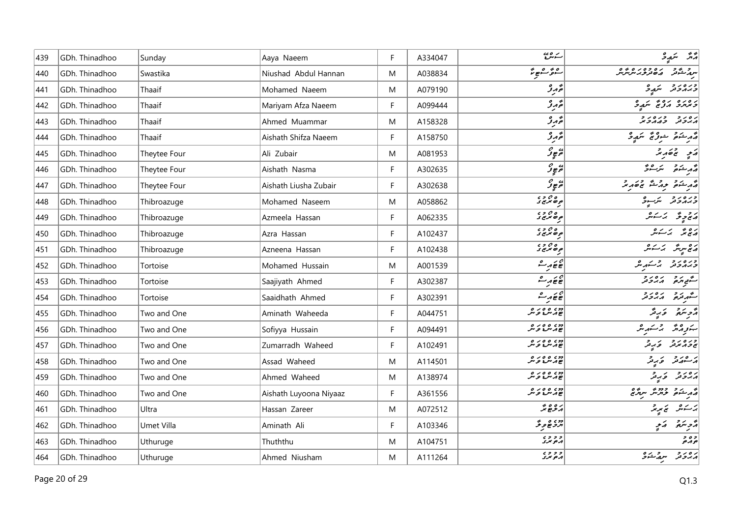| 439 | GDh. Thinadhoo | Sunday | Aaya Naeem | F | A334047 | ސަންޑޭ | އާޔާ ނައީމް |
|---|---|---|---|---|---|---|---|
| 440 | GDh. Thinadhoo | Swastika | Niushad Abdul Hannan | M | A038834 | ސްވަސްތިކާ | ނިއުޝާދު އަބްދުލްހައްނާން |
| 441 | GDh. Thinadhoo | Thaaif | Mohamed Naeem | M | A079190 | ތާއިފް | މުހައްމަދު ނައީމް |
| 442 | GDh. Thinadhoo | Thaaif | Mariyam Afza Naeem | F | A099444 | ތާއިފް | މަރިޔަމް އަފްޒާ ނައީމް |
| 443 | GDh. Thinadhoo | Thaaif | Ahmed Muammar | M | A158328 | ތާއިފް | އަހުމަދު މުއައްމަރު |
| 444 | GDh. Thinadhoo | Thaaif | Aishath Shifza Naeem | F | A158750 | ތާއިފް | އާއިޝަތު ޝިފްޒާ ނައީމް |
| 445 | GDh. Thinadhoo | Theytee Four | Ali Zubair | M | A081953 | ތޭޓީފޯ | އަލީ ޒުބައިރު |
| 446 | GDh. Thinadhoo | Theytee Four | Aishath Nasma | F | A302635 | ތޭޓީފޯ | އާއިޝަތު ނަސްމާ |
| 447 | GDh. Thinadhoo | Theytee Four | Aishath Liusha Zubair | F | A302638 | ތޭޓީފޯ | އާއިޝަތު ލިއުޝާ ޒުބައިރު |
| 448 | GDh. Thinadhoo | Thibroazuge | Mohamed Naseem | M | A058862 | ތިބްރޯޒުގެ | މުހައްމަދު ނަސީމު |
| 449 | GDh. Thinadhoo | Thibroazuge | Azmeela Hassan | F | A062335 | ތިބްރޯޒުގެ | އަޒްމީލާ ހަސަން |
| 450 | GDh. Thinadhoo | Thibroazuge | Azra Hassan | F | A102437 | ތިބްރޯޒުގެ | އަޒްރާ ހަސަން |
| 451 | GDh. Thinadhoo | Thibroazuge | Azneena Hassan | F | A102438 | ތިބްރޯޒުގެ | އަޒްނީނާ ހަސަން |
| 452 | GDh. Thinadhoo | Tortoise | Mohamed Hussain | M | A001539 | ޓޯޓަސް | މުހައްމަދު ހުސައިން |
| 453 | GDh. Thinadhoo | Tortoise | Saajiyath Ahmed | F | A302387 | ޓޯޓަސް | ސާޖިޔަތު އަހުމަދު |
| 454 | GDh. Thinadhoo | Tortoise | Saaidhath Ahmed | F | A302391 | ޓޯޓަސް | ސާއިދަތު އަހުމަދު |
| 455 | GDh. Thinadhoo | Two and One | Aminath Waheeda | F | A044751 | ޓޫއެންޑްވަން | އާމިނަތު ވަޙީދާ |
| 456 | GDh. Thinadhoo | Two and One | Sofiyya Hussain | F | A094491 | ޓޫއެންޑްވަން | ޞޯފިއްޔާ ހުސައިން |
| 457 | GDh. Thinadhoo | Two and One | Zumarradh Waheed | F | A102491 | ޓޫއެންޑްވަން | ޒުމައްރަދު ވަޙީދު |
| 458 | GDh. Thinadhoo | Two and One | Assad Waheed | M | A114501 | ޓޫއެންޑްވަން | އަސްޢަދު ވަޙީދު |
| 459 | GDh. Thinadhoo | Two and One | Ahmed Waheed | M | A138974 | ޓޫއެންޑްވަން | އަހުމަދު ވަޙީދު |
| 460 | GDh. Thinadhoo | Two and One | Aishath Luyoona Niyaaz | F | A361556 | ޓޫއެންޑްވަން | އާއިޝަތު ލުޔޫނާ ނިޔާޒް |
| 461 | GDh. Thinadhoo | Ultra | Hassan Zareer | M | A072512 | އަލްޓްރާ | ހަސަން ޒަރީރު |
| 462 | GDh. Thinadhoo | Umet Villa | Aminath Ali | F | A103346 | އުމެޓްވިލާ | އާމިނަތު އަލީ |
| 463 | GDh. Thinadhoo | Uthuruge | Thuththu | M | A104751 | އުތުރުގެ | ތުއްތު |
| 464 | GDh. Thinadhoo | Uthuruge | Ahmed Niusham | M | A111264 | އުތުރުގެ | އަހުމަދު ނިއުޝާމް |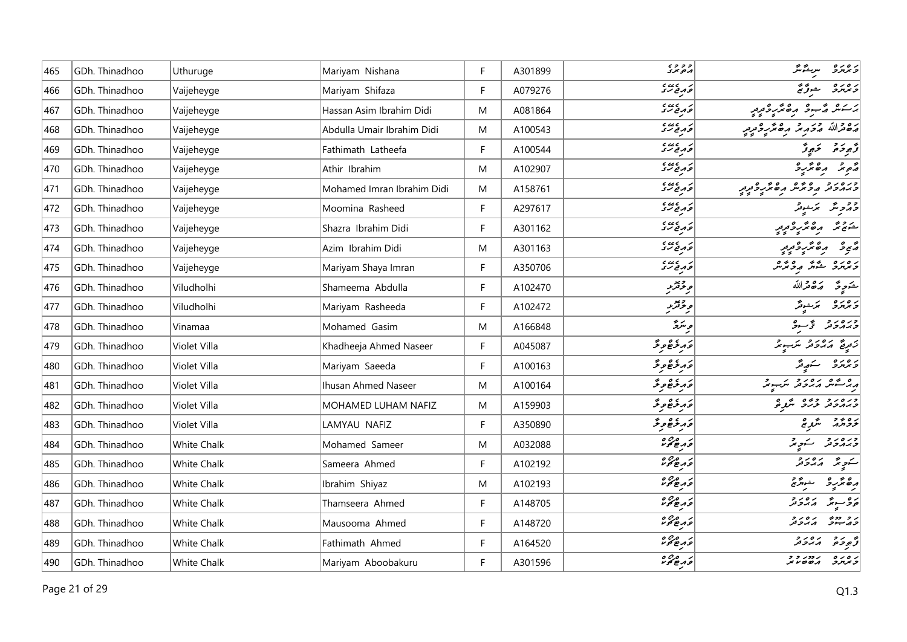| 465 | GDh. Thinadhoo | Uthuruge | Mariyam Nishana | F | A301899 | ުތުރުގެ | މަރިޔަމް ނިޝާނާ |
|---|---|---|---|---|---|---|---|
| 466 | GDh. Thinadhoo | Vaijeheyge | Mariyam Shifaza | F | A079276 | ވައިޖެހޭގެ | މަރިޔަމް ޝިފާޒާ |
| 467 | GDh. Thinadhoo | Vaijeheyge | Hassan Asim Ibrahim Didi | M | A081864 | ވައިޖެހޭގެ | ހަސަން އާސިމް އިބްރާހިމްދީދީ |
| 468 | GDh. Thinadhoo | Vaijeheyge | Abdulla Umair Ibrahim Didi | M | A100543 | ވައިޖެހޭގެ | އަބްދުﷲ އުމައިރު އިބްރާހިމްދީދީ |
| 469 | GDh. Thinadhoo | Vaijeheyge | Fathimath Latheefa | F | A100544 | ވައިޖެހޭގެ | ފާތިމަތު ލަތީފާ |
| 470 | GDh. Thinadhoo | Vaijeheyge | Athir Ibrahim | M | A102907 | ވައިޖެހޭގެ | އާތިރު އިބްރާހިމް |
| 471 | GDh. Thinadhoo | Vaijeheyge | Mohamed Imran Ibrahim Didi | M | A158761 | ވައިޖެހޭގެ | މުހައްމަދު އިމްރާން އިބްރާހިމްދީދީ |
| 472 | GDh. Thinadhoo | Vaijeheyge | Moomina Rasheed | F | A297617 | ވައިޖެހޭގެ | މޫމިނާ ރަޝީދު |
| 473 | GDh. Thinadhoo | Vaijeheyge | Shazra Ibrahim Didi | F | A301162 | ވައިޖެހޭގެ | ޝަޒްރާ އިބްރާހިމްދީދީ |
| 474 | GDh. Thinadhoo | Vaijeheyge | Azim Ibrahim Didi | M | A301163 | ވައިޖެހޭގެ | އާޒިމް އިބްރާހިމްދީދީ |
| 475 | GDh. Thinadhoo | Vaijeheyge | Mariyam Shaya Imran | F | A350706 | ވައިޖެހޭގެ | މަރިޔަމް ޝާޔާ އިމްރާން |
| 476 | GDh. Thinadhoo | Viludholhi | Shameema Abdulla | F | A102470 | ވިލުދޮޅި | ޝަމީމާ އަބްދުﷲ |
| 477 | GDh. Thinadhoo | Viludholhi | Mariyam Rasheeda | F | A102472 | ވިލުދޮޅި | މަރިޔަމް ރަޝީދާ |
| 478 | GDh. Thinadhoo | Vinamaa | Mohamed Gasim | M | A166848 | ވިނަމާ | މުހައްމަދު ޤާސިމް |
| 479 | GDh. Thinadhoo | Violet Villa | Khadheeja Ahmed Naseer | F | A045087 | ވައިލެޓްވިލާ | ޚަދީޖާ އަހުމަދު ނަސީރު |
| 480 | GDh. Thinadhoo | Violet Villa | Mariyam Saeeda | F | A100163 | ވައިލެޓްވިލާ | މަރިޔަމް ސައީދާ |
| 481 | GDh. Thinadhoo | Violet Villa | Ihusan Ahmed Naseer | M | A100164 | ވައިލެޓްވިލާ | އިހުސާން އަހުމަދު ނަސީރު |
| 482 | GDh. Thinadhoo | Violet Villa | MOHAMED LUHAM NAFIZ | M | A159903 | ވައިލެޓްވިލާ | މުހައްމަދު ލުހާމް ނާފިޒް |
| 483 | GDh. Thinadhoo | Violet Villa | LAMYAU NAFIZ | F | A350890 | ވައިލެޓްވިލާ | ލަމްޔާއު ނާފިޒް |
| 484 | GDh. Thinadhoo | White Chalk | Mohamed Sameer | M | A032088 | ވައިޓްޗޯކް | މުހައްމަދު ސަމީރު |
| 485 | GDh. Thinadhoo | White Chalk | Sameera Ahmed | F | A102192 | ވައިޓްޗޯކް | ސަމީރާ އަހުމަދު |
| 486 | GDh. Thinadhoo | White Chalk | Ibrahim Shiyaz | M | A102193 | ވައިޓްޗޯކް | އިބްރާހިމް ޝިޔާޒު |
| 487 | GDh. Thinadhoo | White Chalk | Thamseera Ahmed | F | A148705 | ވައިޓްޗޯކް | ތަމްސީރާ އަހުމަދު |
| 488 | GDh. Thinadhoo | White Chalk | Mausooma Ahmed | F | A148720 | ވައިޓްޗޯކް | މައުސޫމާ އަހުމަދު |
| 489 | GDh. Thinadhoo | White Chalk | Fathimath Ahmed | F | A164520 | ވައިޓްޗޯކް | ފާތިމަތު އަހުމަދު |
| 490 | GDh. Thinadhoo | White Chalk | Mariyam Aboobakuru | F | A301596 | ވައިޓްޗޯކް | މަރިޔަމް އަބޫބަކުރު |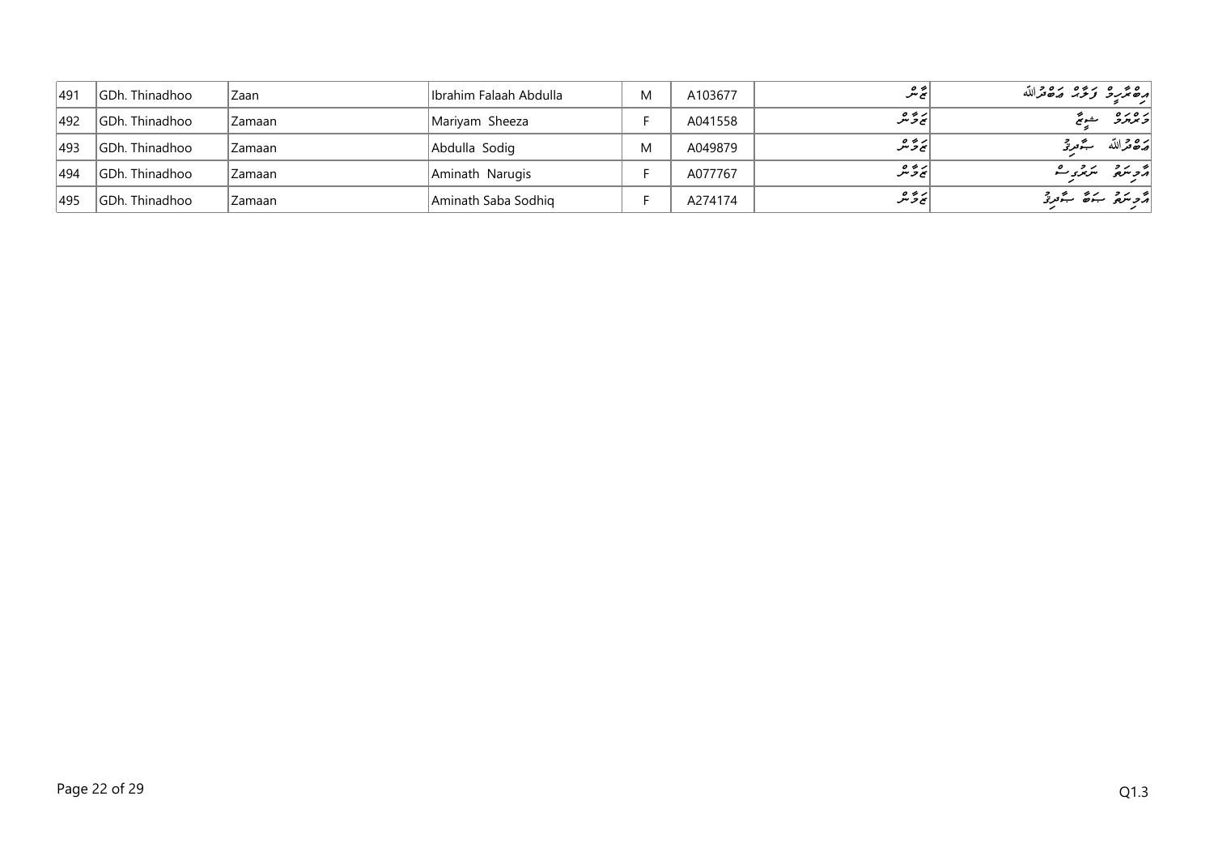| 491 | GDh. Thinadhoo | Zaan | Ibrahim Falaah Abdulla | M | A103677 | ځَسُ | ﺭﮦﮕﺮﺭﻭ ﻭﻭﮔﺮ ﺭﮦﻭﺍﻟﻠﻪ |
|---|---|---|---|---|---|---|---|
| 492 | GDh. Thinadhoo | Zamaan | Mariyam Sheeza | F | A041558 | ﺡَﻭَّﺵ | ﻭﮦﻣﺮﻭ ﺷﻮﺞ |
| 493 | GDh. Thinadhoo | Zamaan | Abdulla Sodig | M | A049879 | ﺡَﻭَّﺵ | ﺭﮦﻭﺍﻟﻠﻪ ﺳﮕﻮﺭﻭ |
| 494 | GDh. Thinadhoo | Zamaan | Aminath Narugis | F | A077767 | ﺡَﻭَّﺵ | ﺭﮔﻮﺳﺮﮦ ﺳﺮﮦﮔﻮﺭ |
| 495 | GDh. Thinadhoo | Zamaan | Aminath Saba Sodhiq | F | A274174 | ﺡَﻭَّﺵ | ﺭﮔﻮﺳﺮﮦ ﺳﮕﮦ ﺳﮕﻮﺭﻭ |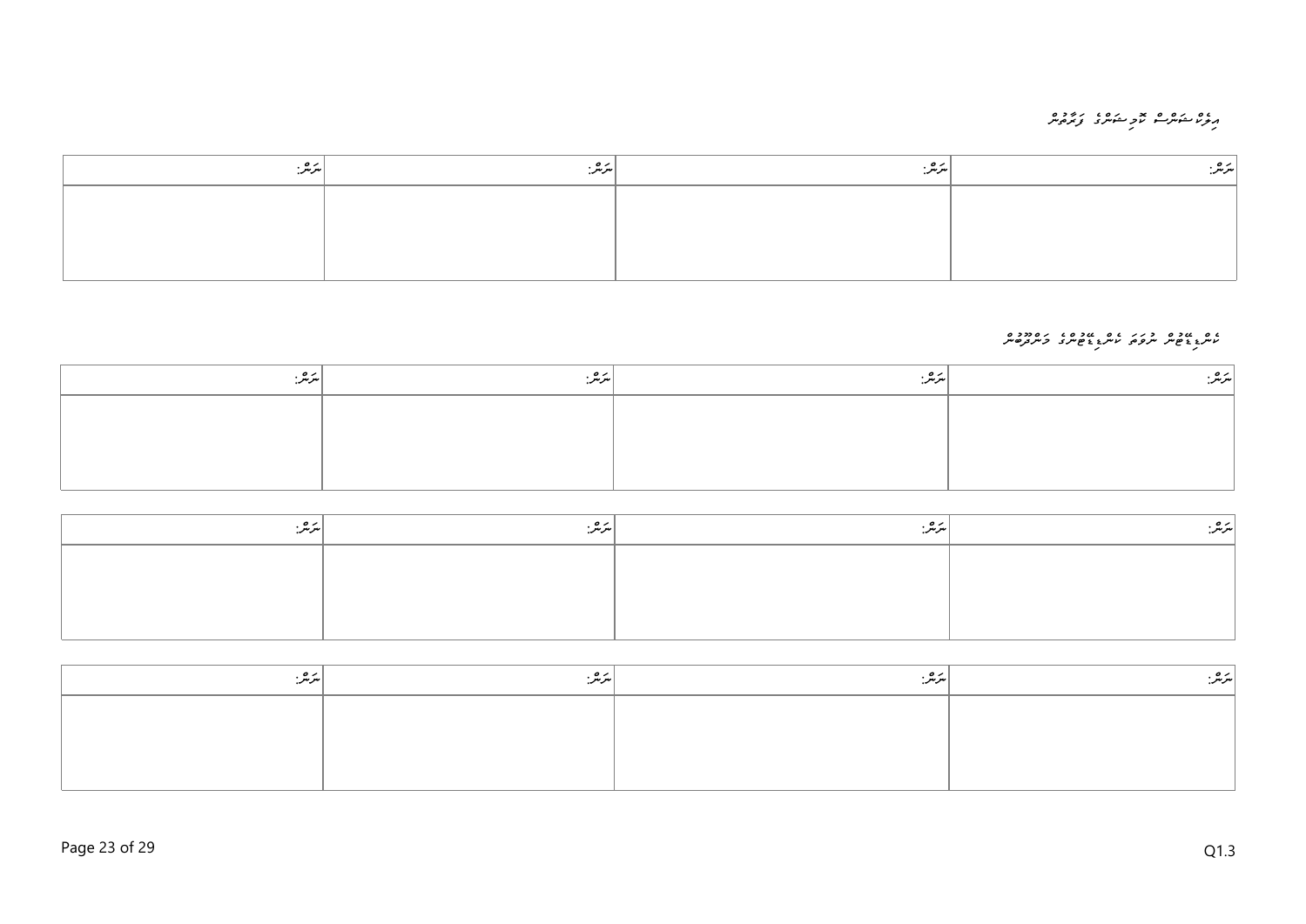# އިވެންޓަންސް ޕާލިސަންގެ ފޯމްތައް

| ނަން: | ނަން: | ނަން: | ނަން: |
|---|---|---|---|
| | | | |

## ކުންފުނީގެ ނަމާއި ކުންފުނީގެ މަސްއޫލުން

| ނަން: | ނަން: | ނަން: | ނަން: |
|---|---|---|---|
| | | | |

| ނަން: | ނަން: | ނަން: | ނަން: |
|---|---|---|---|
| | | | |

| ނަން: | ނަން: | ނަން: | ނަން: |
|---|---|---|---|
| | | | |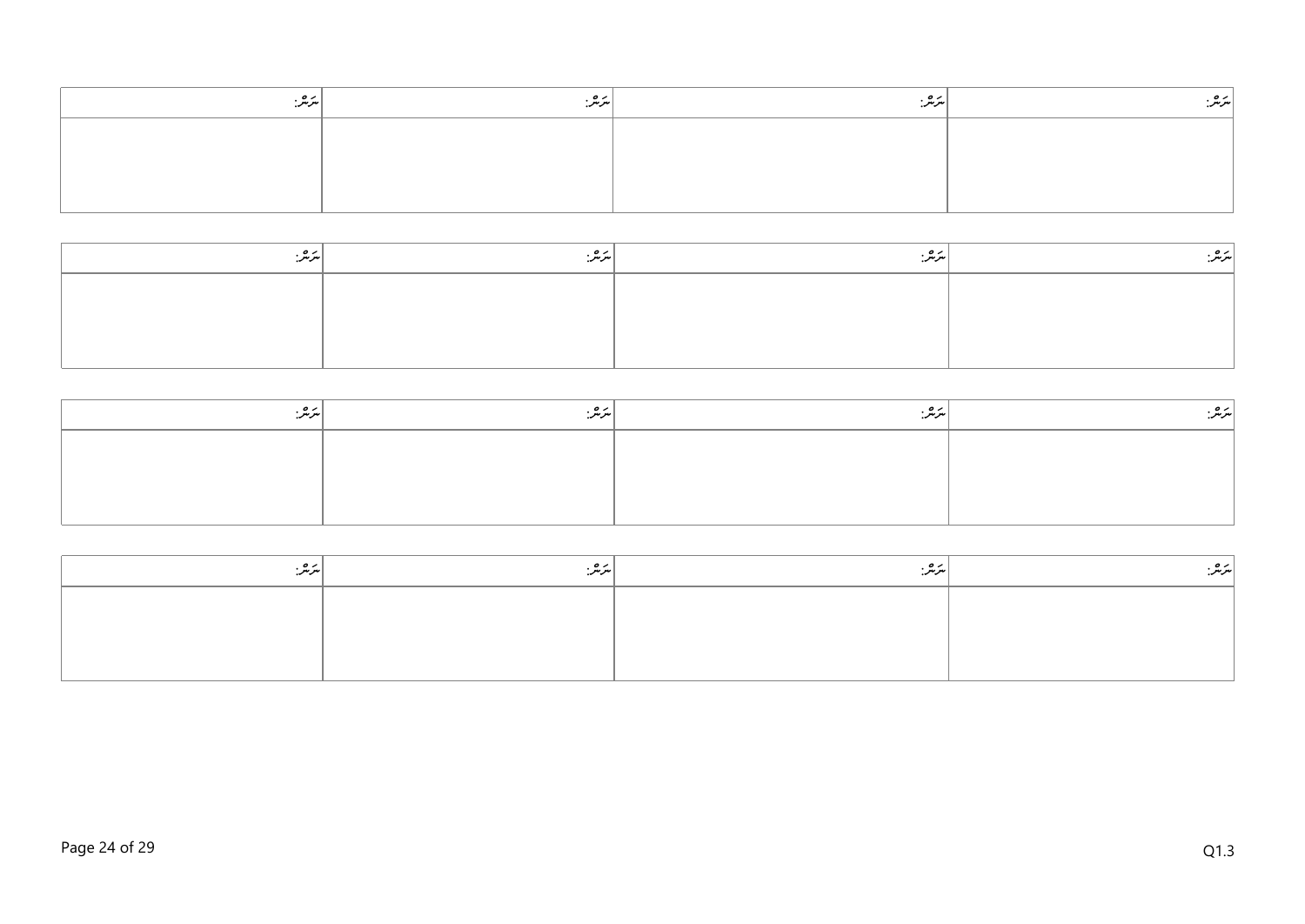| ނަރަތް: | ނަރަތް: | ނަރަތް: | ނަރަތް: |
|---|---|---|---|
| | | | |

| ނަރަތް: | ނަރަތް: | ނަރަތް: | ނަރަތް: |
|---|---|---|---|
| | | | |

| ނަރަތް: | ނަރަތް: | ނަރަތް: | ނަރަތް: |
|---|---|---|---|
| | | | |

| ނަރަތް: | ނަރަތް: | ނަރަތް: | ނަރަތް: |
|---|---|---|---|
| | | | |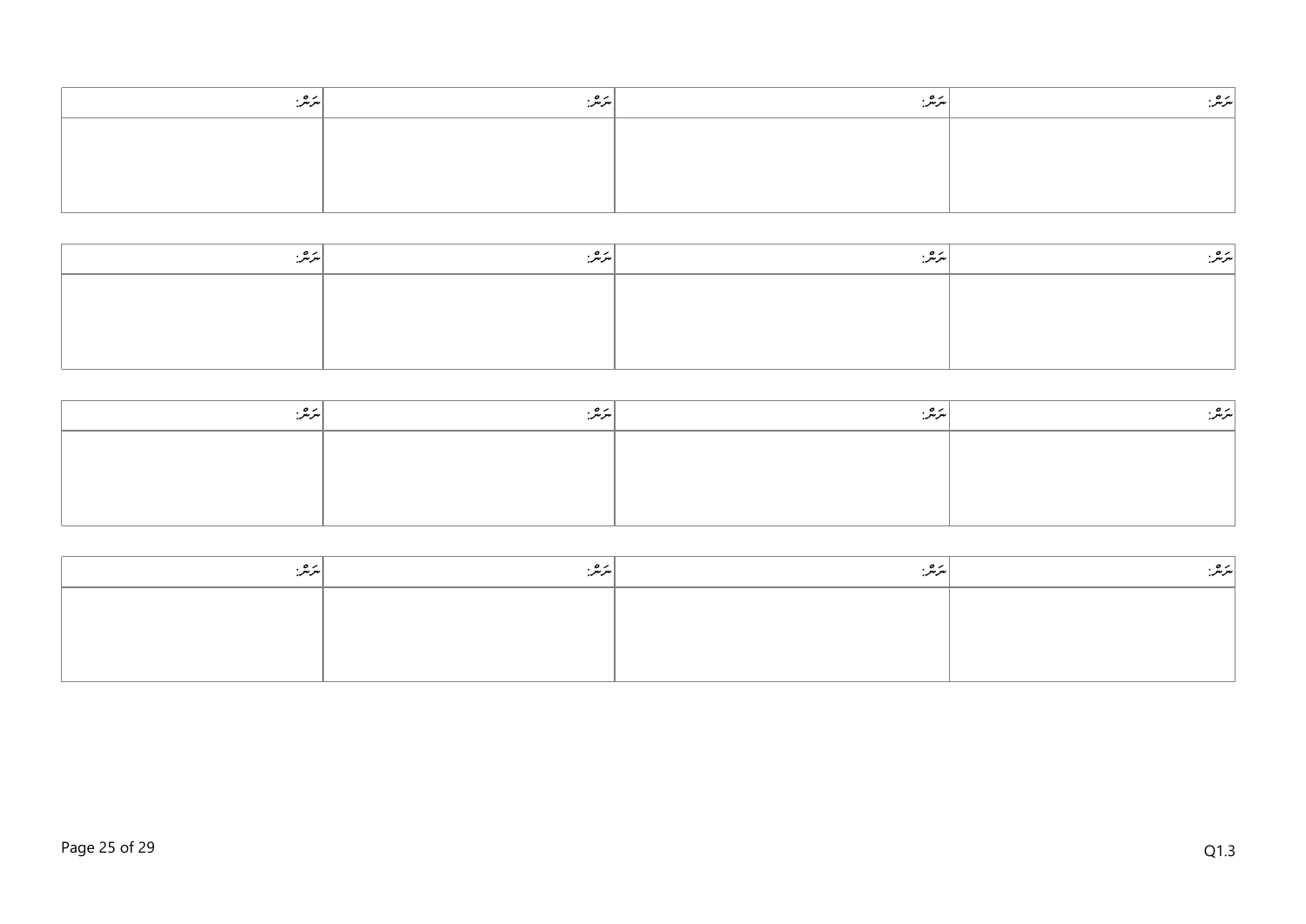| ނަންބަރު: | ނަންބަރު: | ނަންބަރު: | ނަންބަރު: |
|---|---|---|---|
| | | | |

| ނަންބަރު: | ނަންބަރު: | ނަންބަރު: | ނަންބަރު: |
|---|---|---|---|
| | | | |

| ނަންބަރު: | ނަންބަރު: | ނަންބަރު: | ނަންބަރު: |
|---|---|---|---|
| | | | |

| ނަންބަރު: | ނަންބަރު: | ނަންބަރު: | ނަންބަރު: |
|---|---|---|---|
| | | | |

Q1.3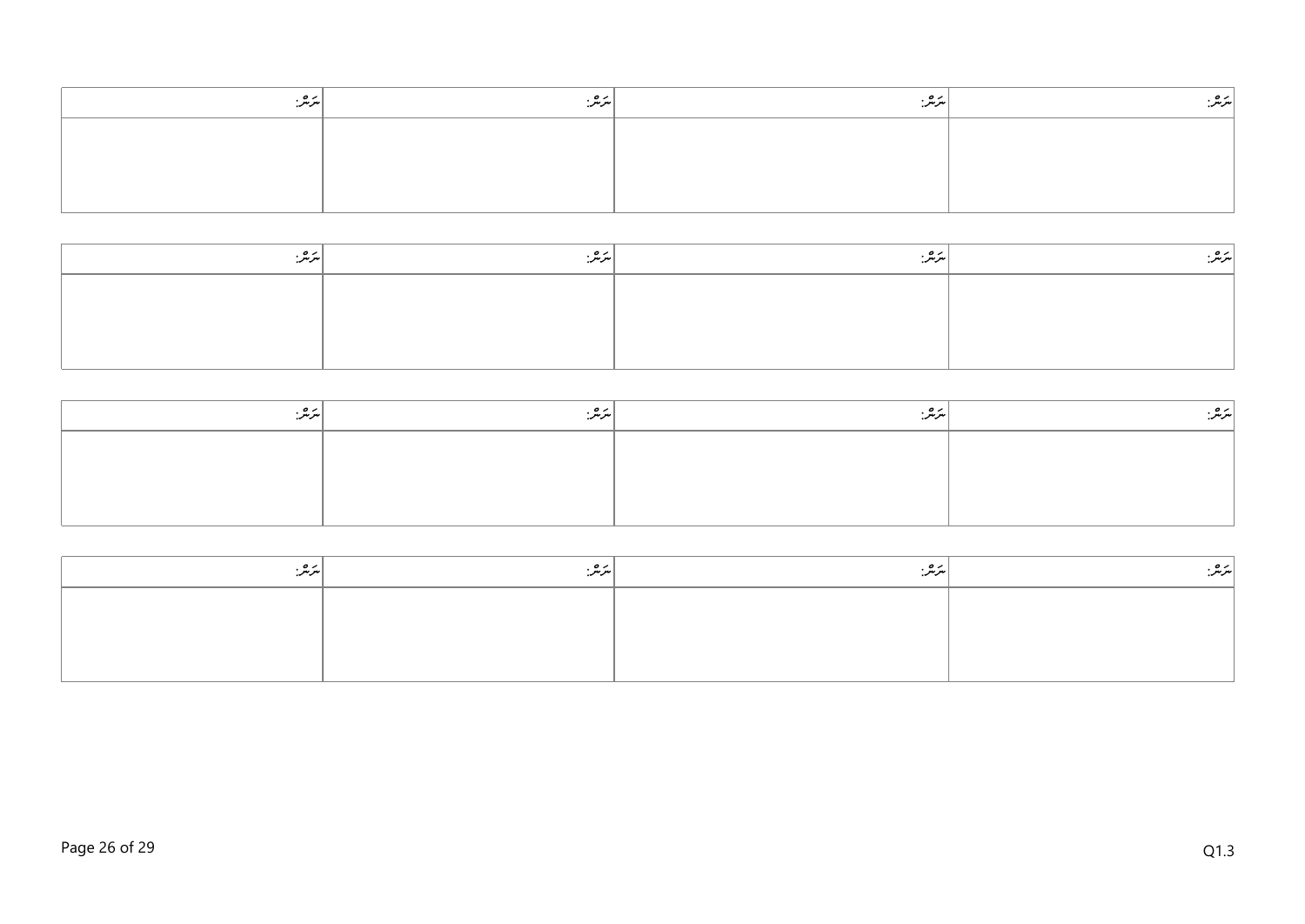| ނަރަށް: | ނަރަށް: | ނަރަށް: | ނަރަށް: |
|---|---|---|---|
| | | | |

| ނަރަށް: | ނަރަށް: | ނަރަށް: | ނަރަށް: |
|---|---|---|---|
| | | | |

| ނަރަށް: | ނަރަށް: | ނަރަށް: | ނަރަށް: |
|---|---|---|---|
| | | | |

| ނަރަށް: | ނަރަށް: | ނަރަށް: | ނަރަށް: |
|---|---|---|---|
| | | | |

Q1.3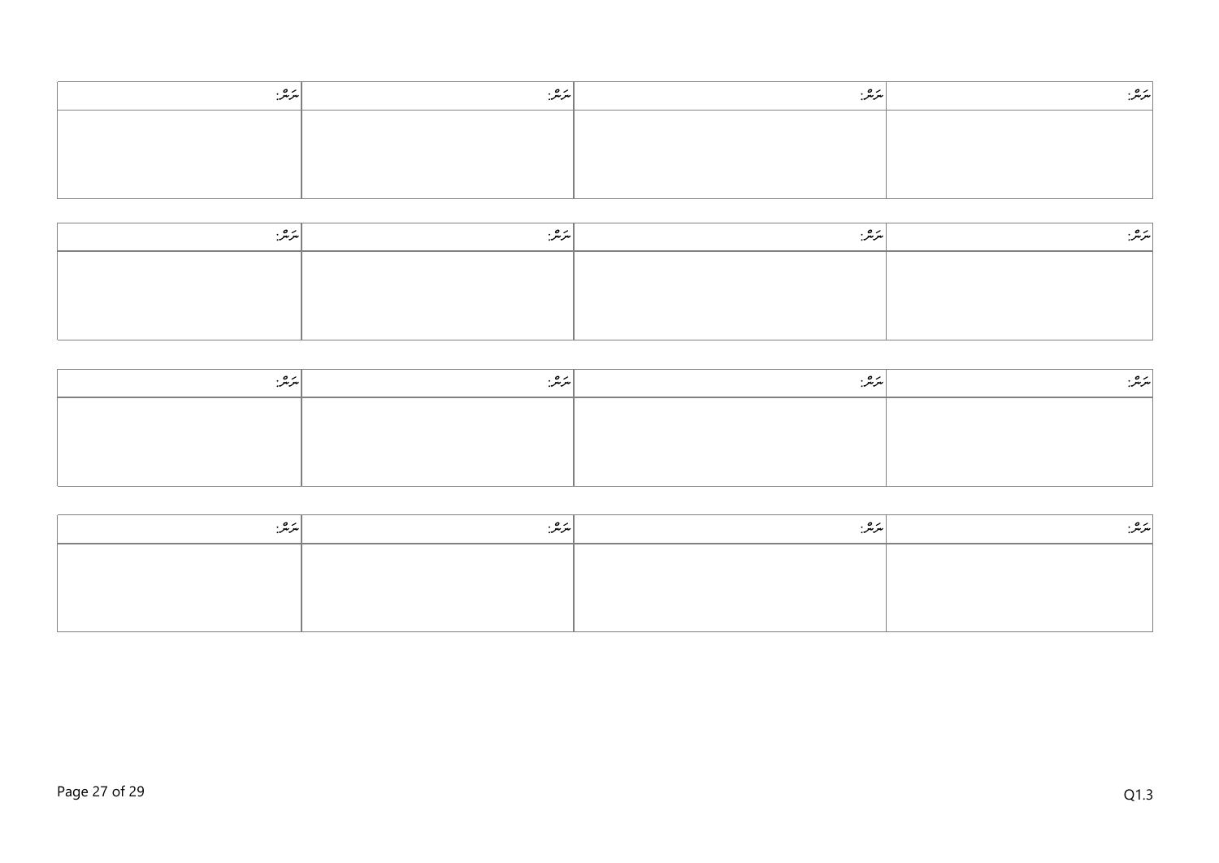| ނަރުދ: | ނަރުދ: | ނަރުދ: | ނަރުދ: |
|---|---|---|---|
| | | | |

| ނަރުދ: | ނަރުދ: | ނަރުދ: | ނަރުދ: |
|---|---|---|---|
| | | | |

| ނަރުދ: | ނަރުދ: | ނަރުދ: | ނަރުދ: |
|---|---|---|---|
| | | | |

| ނަރުދ: | ނަރުދ: | ނަރުދ: | ނަރުދ: |
|---|---|---|---|
| | | | |

Q1.3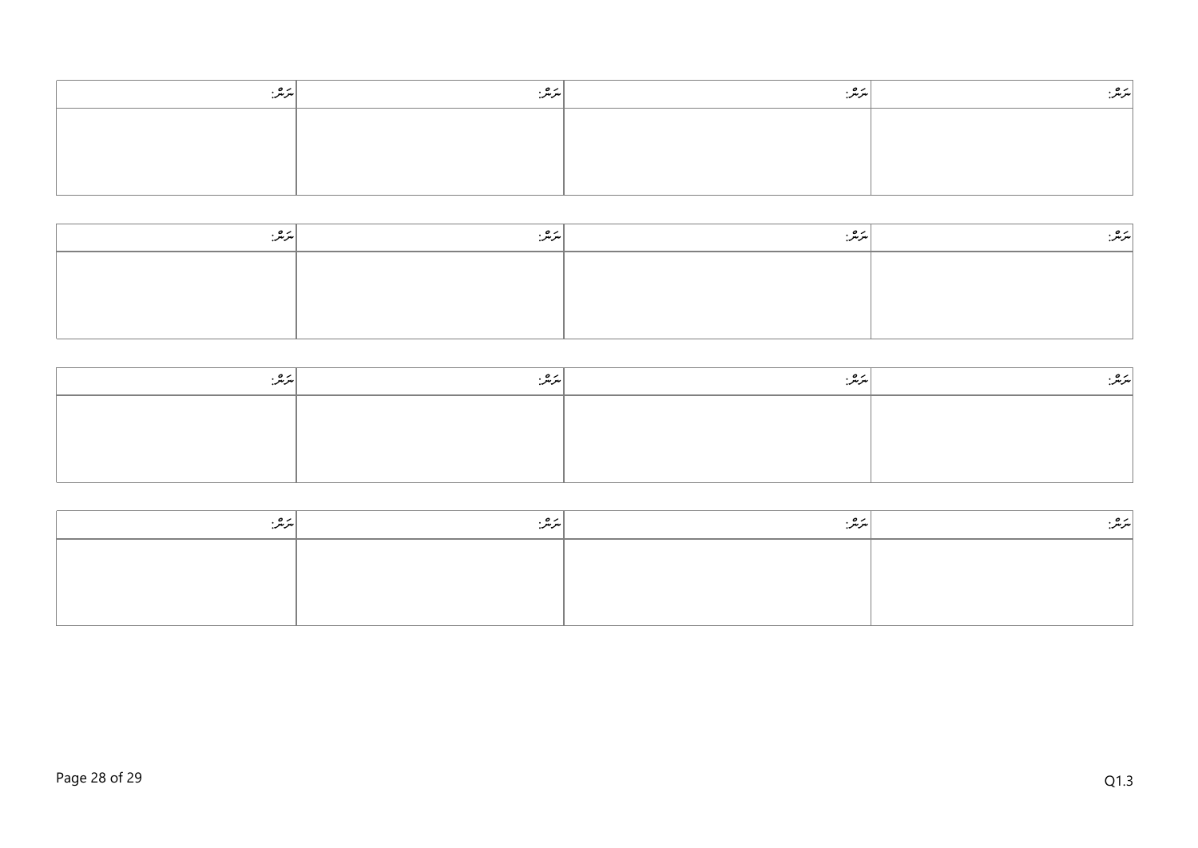| ނަރުދ: | ނަރުދ: | ނަރުދ: | ނަރުދ: |
| --- | --- | --- | --- |
| | | | |

| ނަރުދ: | ނަރުދ: | ނަރުދ: | ނަރުދ: |
| --- | --- | --- | --- |
| | | | |

| ނަރުދ: | ނަރުދ: | ނަރުދ: | ނަރުދ: |
| --- | --- | --- | --- |
| | | | |

| ނަރުދ: | ނަރުދ: | ނަރުދ: | ނަރުދ: |
| --- | --- | --- | --- |
| | | | |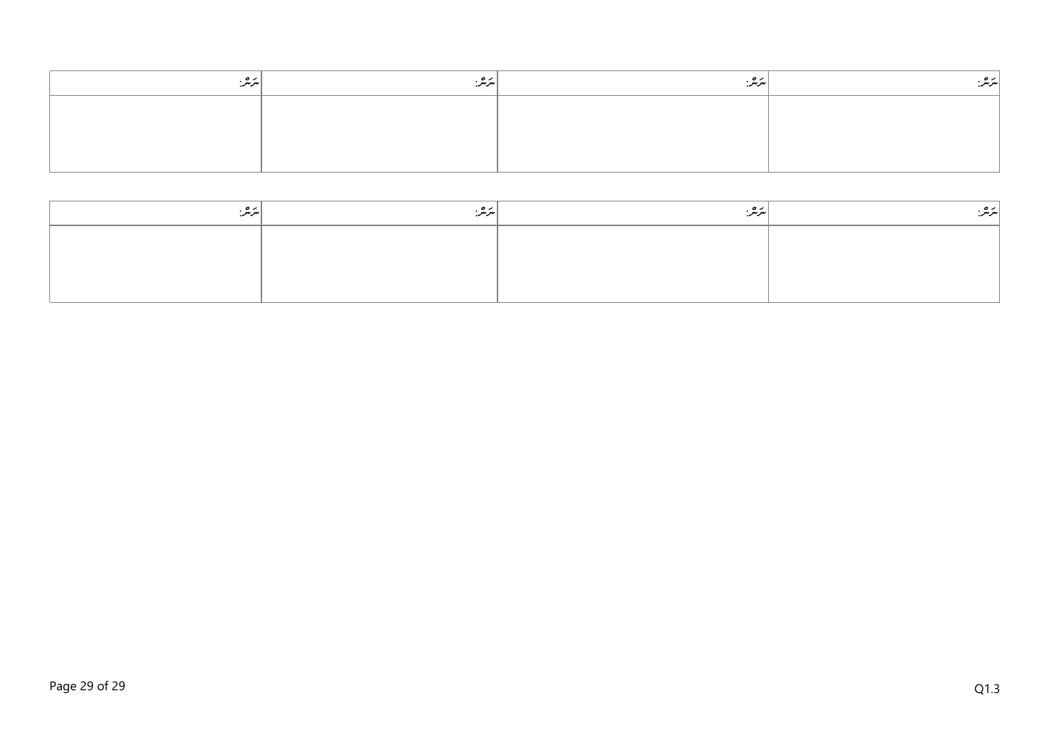| ނަރުދ: | ނަރުދ: | ނަރުދ: | ނަރުދ: |
| --- | --- | --- | --- |
| | | | |

| ނަރުދ: | ނަރުދ: | ނަރުދ: | ނަރުދ: |
| --- | --- | --- | --- |
| | | | |